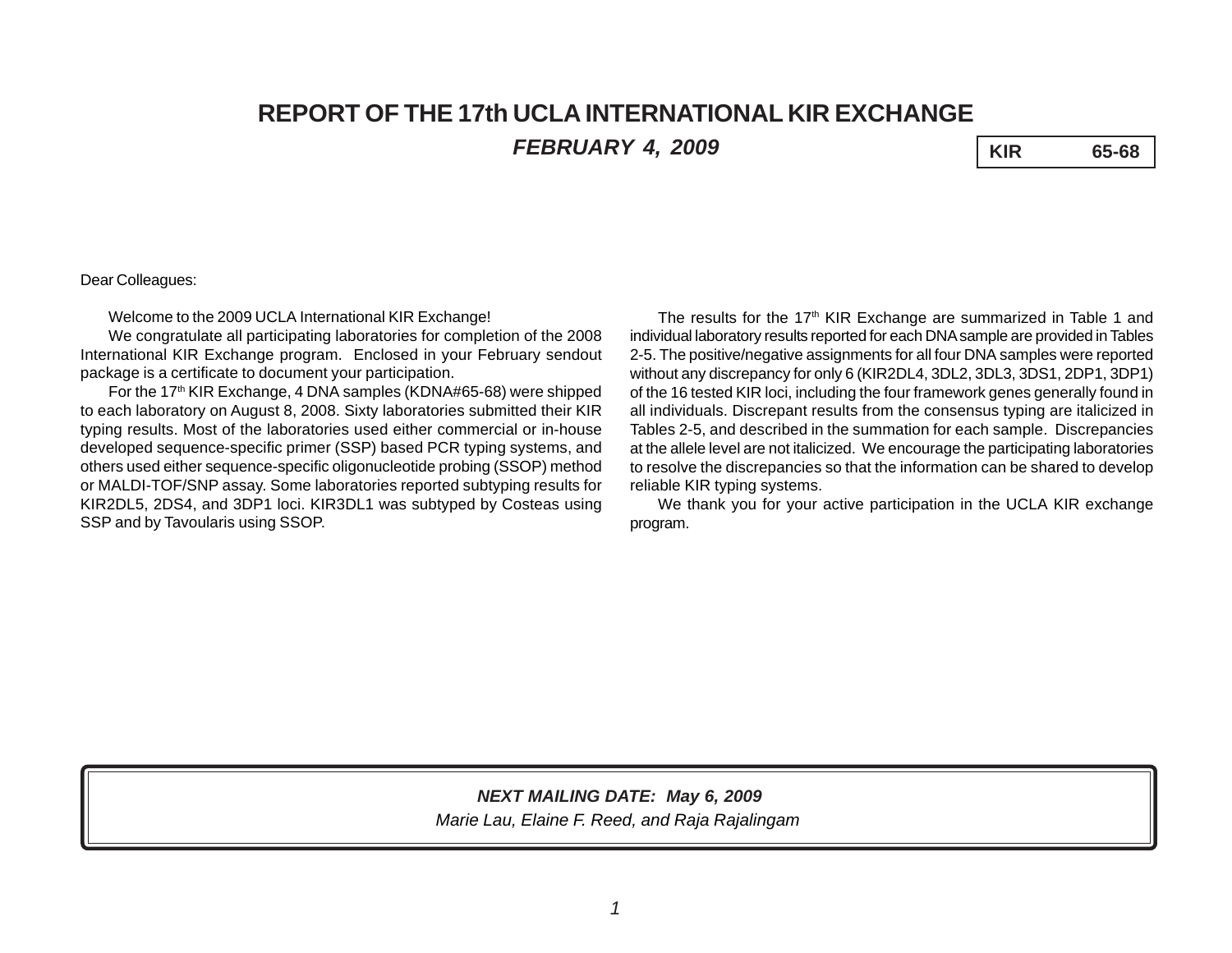# REPORT OF THE 17th UCLA INTERNATIONAL KIR EXCHANGE

***FEBRUARY 4, 2009***

| KIR | 65-68 |
|---|---|

Dear Colleagues:

Welcome to the 2009 UCLA International KIR Exchange!

We congratulate all participating laboratories for completion of the 2008 International KIR Exchange program. Enclosed in your February sendout package is a certificate to document your participation.

For the 17th KIR Exchange, 4 DNA samples (KDNA#65-68) were shipped to each laboratory on August 8, 2008. Sixty laboratories submitted their KIR typing results. Most of the laboratories used either commercial or in-house developed sequence-specific primer (SSP) based PCR typing systems, and others used either sequence-specific oligonucleotide probing (SSOP) method or MALDI-TOF/SNP assay. Some laboratories reported subtyping results for KIR2DL5, 2DS4, and 3DP1 loci. KIR3DL1 was subtyped by Costeas using SSP and by Tavoularis using SSOP.

The results for the 17th KIR Exchange are summarized in Table 1 and individual laboratory results reported for each DNA sample are provided in Tables 2-5. The positive/negative assignments for all four DNA samples were reported without any discrepancy for only 6 (KIR2DL4, 3DL2, 3DL3, 3DS1, 2DP1, 3DP1) of the 16 tested KIR loci, including the four framework genes generally found in all individuals. Discrepant results from the consensus typing are italicized in Tables 2-5, and described in the summation for each sample. Discrepancies at the allele level are not italicized. We encourage the participating laboratories to resolve the discrepancies so that the information can be shared to develop reliable KIR typing systems.

We thank you for your active participation in the UCLA KIR exchange program.

***NEXT MAILING DATE: May 6, 2009***

*Marie Lau, Elaine F. Reed, and Raja Rajalingam*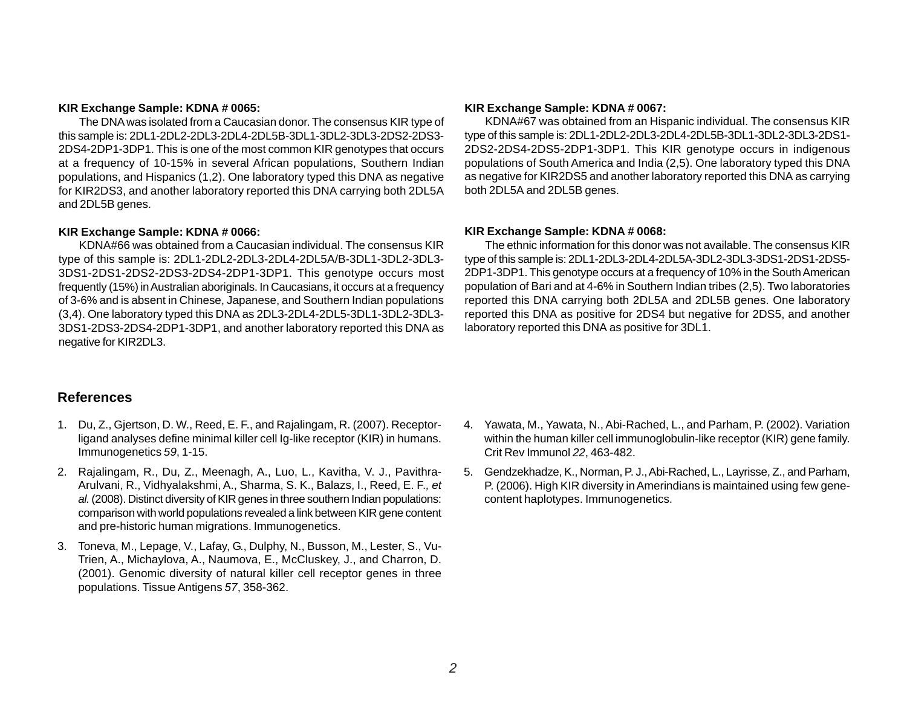**KIR Exchange Sample: KDNA # 0065:**

The DNA was isolated from a Caucasian donor. The consensus KIR type of this sample is: 2DL1-2DL2-2DL3-2DL4-2DL5B-3DL1-3DL2-3DL3-2DS2-2DS3-2DS4-2DP1-3DP1. This is one of the most common KIR genotypes that occurs at a frequency of 10-15% in several African populations, Southern Indian populations, and Hispanics (1,2). One laboratory typed this DNA as negative for KIR2DS3, and another laboratory reported this DNA carrying both 2DL5A and 2DL5B genes.

**KIR Exchange Sample: KDNA # 0066:**

KDNA#66 was obtained from a Caucasian individual. The consensus KIR type of this sample is: 2DL1-2DL2-2DL3-2DL4-2DL5A/B-3DL1-3DL2-3DL3-3DS1-2DS1-2DS2-2DS3-2DS4-2DP1-3DP1. This genotype occurs most frequently (15%) in Australian aboriginals. In Caucasians, it occurs at a frequency of 3-6% and is absent in Chinese, Japanese, and Southern Indian populations (3,4). One laboratory typed this DNA as 2DL3-2DL4-2DL5-3DL1-3DL2-3DL3-3DS1-2DS3-2DS4-2DP1-3DP1, and another laboratory reported this DNA as negative for KIR2DL3.

**KIR Exchange Sample: KDNA # 0067:**

KDNA#67 was obtained from an Hispanic individual. The consensus KIR type of this sample is: 2DL1-2DL2-2DL3-2DL4-2DL5B-3DL1-3DL2-3DL3-2DS1-2DS2-2DS4-2DS5-2DP1-3DP1. This KIR genotype occurs in indigenous populations of South America and India (2,5). One laboratory typed this DNA as negative for KIR2DS5 and another laboratory reported this DNA as carrying both 2DL5A and 2DL5B genes.

**KIR Exchange Sample: KDNA # 0068:**

The ethnic information for this donor was not available. The consensus KIR type of this sample is: 2DL1-2DL3-2DL4-2DL5A-3DL2-3DL3-3DS1-2DS1-2DS5-2DP1-3DP1. This genotype occurs at a frequency of 10% in the South American population of Bari and at 4-6% in Southern Indian tribes (2,5). Two laboratories reported this DNA carrying both 2DL5A and 2DL5B genes. One laboratory reported this DNA as positive for 2DS4 but negative for 2DS5, and another laboratory reported this DNA as positive for 3DL1.

## References

1. Du, Z., Gjertson, D. W., Reed, E. F., and Rajalingam, R. (2007). Receptor-ligand analyses define minimal killer cell Ig-like receptor (KIR) in humans. Immunogenetics *59*, 1-15.

2. Rajalingam, R., Du, Z., Meenagh, A., Luo, L., Kavitha, V. J., Pavithra-Arulvani, R., Vidhyalakshmi, A., Sharma, S. K., Balazs, I., Reed, E. F.*, et al.* (2008). Distinct diversity of KIR genes in three southern Indian populations: comparison with world populations revealed a link between KIR gene content and pre-historic human migrations. Immunogenetics.

3. Toneva, M., Lepage, V., Lafay, G., Dulphy, N., Busson, M., Lester, S., Vu-Trien, A., Michaylova, A., Naumova, E., McCluskey, J., and Charron, D. (2001). Genomic diversity of natural killer cell receptor genes in three populations. Tissue Antigens *57*, 358-362.

4. Yawata, M., Yawata, N., Abi-Rached, L., and Parham, P. (2002). Variation within the human killer cell immunoglobulin-like receptor (KIR) gene family. Crit Rev Immunol *22*, 463-482.

5. Gendzekhadze, K., Norman, P. J., Abi-Rached, L., Layrisse, Z., and Parham, P. (2006). High KIR diversity in Amerindians is maintained using few gene-content haplotypes. Immunogenetics.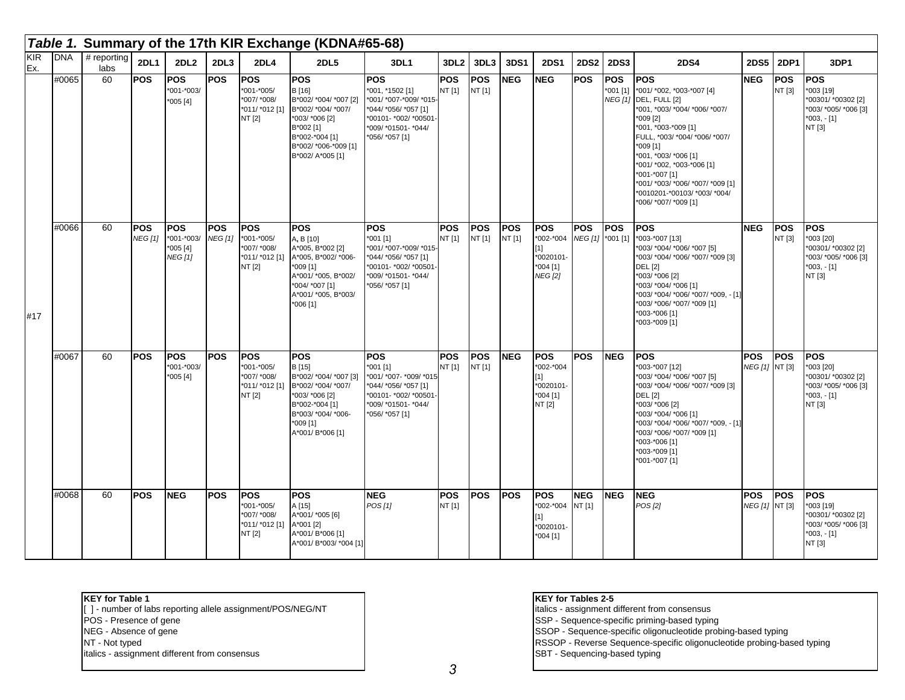## *Table 1.* Summary of the 17th KIR Exchange (KDNA#65-68)

| KIR Ex. | DNA | # reporting labs | 2DL1 | 2DL2 | 2DL3 | 2DL4 | 2DL5 | 3DL1 | 3DL2 | 3DL3 | 3DS1 | 2DS1 | 2DS2 | 2DS3 | 2DS4 | 2DS5 | 2DP1 | 3DP1 |
|---|---|---|---|---|---|---|---|---|---|---|---|---|---|---|---|---|---|---|
| #17 | #0065 | 60 | **POS** | **POS** *001-*003/ *005 [4] | **POS** | **POS** *001-*005/ *007/ *008/ *011/ *012 [1] NT [2] | **POS** B [16] B*002/ *004/ *007 [2] B*002/ *004/ *007/ *003/ *006 [2] B*002 [1] B*002-*004 [1] B*002/ *006-*009 [1] B*002/ A*005 [1] | **POS** *001, *1502 [1] *001/ *007-*009/ *015-*044/ *056/ *057 [1] *00101- *002/ *00501-*009/ *01501- *044/ *056/ *057 [1] | **POS** NT [1] | **POS** NT [1] | **NEG** | **NEG** | **POS** | **POS** *001 [1] *NEG [1]* | **POS** *001/ *002, *003-*007 [4] DEL, FULL [2] *001, *003/ *004/ *006/ *007/ *009 [2] *001, *003-*009 [1] FULL, *003/ *004/ *006/ *007/ *009 [1] *001, *003/ *006 [1] *001/ *002, *003-*006 [1] *001-*007 [1] *001/ *003/ *006/ *007/ *009 [1] *0010201-*00103/ *003/ *004/ *006/ *007/ *009 [1] | **NEG** | **POS** NT [3] | **POS** *003 [19] *00301/ *00302 [2] *003/ *005/ *006 [3] *003, - [1] NT [3] |
| | #0066 | 60 | **POS** *NEG [1]* | **POS** *001-*003/ *005 [4] *NEG [1]* | **POS** *NEG [1]* | **POS** *001-*005/ *007/ *008/ *011/ *012 [1] NT [2] | **POS** A, B [10] A*005, B*002 [2] A*005, B*002/ *006-*009 [1] A*001/ *005, B*002/ *004/ *007 [1] A*001/ *005, B*003/ *006 [1] | **POS** *001 [1] *001/ *007-*009/ *015-*044/ *056/ *057 [1] *00101- *002/ *00501-*009/ *01501- *044/ *056/ *057 [1] | **POS** NT [1] | **POS** NT [1] | **POS** NT [1] | **POS** *002-*004 [1] *0020101-*004 [1] *NEG [2]* | **POS** *NEG [1]* | **POS** *001 [1] | **POS** *003-*007 [13] *003/ *004/ *006/ *007 [5] *003/ *004/ *006/ *007/ *009 [3] DEL [2] *003/ *006 [2] *003/ *004/ *006 [1] *003/ *004/ *006/ *007/ *009, - [1] *003/ *006/ *007/ *009 [1] *003-*006 [1] *003-*009 [1] | **NEG** | **POS** NT [3] | **POS** *003 [20] *00301/ *00302 [2] *003/ *005/ *006 [3] *003, - [1] NT [3] |
| | #0067 | 60 | **POS** | **POS** *001-*003/ *005 [4] | **POS** | **POS** *001-*005/ *007/ *008/ *011/ *012 [1] NT [2] | **POS** B [15] B*002/ *004/ *007 [3] B*002/ *004/ *007/ *003/ *006 [2] B*002-*004 [1] B*003/ *004/ *006-*009 [1] A*001/ B*006 [1] | **POS** *001 [1] *001/ *007- *009/ *015-*044/ *056/ *057 [1] *00101- *002/ *00501-*009/ *01501- *044/ *056/ *057 [1] | **POS** NT [1] | **POS** NT [1] | **NEG** | **POS** *002-*004 [1] *0020101-*004 [1] NT [2] | **POS** | **NEG** | **POS** *003-*007 [12] *003/ *004/ *006/ *007 [5] *003/ *004/ *006/ *007/ *009 [3] DEL [2] *003/ *006 [2] *003/ *004/ *006 [1] *003/ *004/ *006/ *007/ *009, - [1] *003/ *006/ *007/ *009 [1] *003-*006 [1] *003-*009 [1] *001-*007 {1] | **POS** *NEG [1]* | **POS** NT [3] | **POS** *003 [20] *00301/ *00302 [2] *003/ *005/ *006 [3] *003, - [1] NT [3] |
| | #0068 | 60 | **POS** | **NEG** | **POS** | **POS** *001-*005/ *007/ *008/ *011/ *012 [1] NT [2] | **POS** A [15] A*001/ *005 [6] A*001 [2] A*001/ B*006 [1] A*001/ B*003/ *004 [1] | **NEG** *POS [1]* | **POS** NT [1] | **POS** | **POS** | **POS** *002-*004 [1] *0020101-*004 [1] | **NEG** NT [1] | **NEG** | **NEG** *POS [2]* | **POS** *NEG [1]* | **POS** NT [3] | **POS** *003 [19] *00301/ *00302 [2] *003/ *005/ *006 [3] *003, - [1] NT [3] |

**KEY for Table 1**
[ ] - number of labs reporting allele assignment/POS/NEG/NT
POS - Presence of gene
NEG - Absence of gene
NT - Not typed
italics - assignment different from consensus

**KEY for Tables 2-5**
italics - assignment different from consensus
SSP - Sequence-specific priming-based typing
SSOP - Sequence-specific oligonucleotide probing-based typing
RSSOP - Reverse Sequence-specific oligonucleotide probing-based typing
SBT - Sequencing-based typing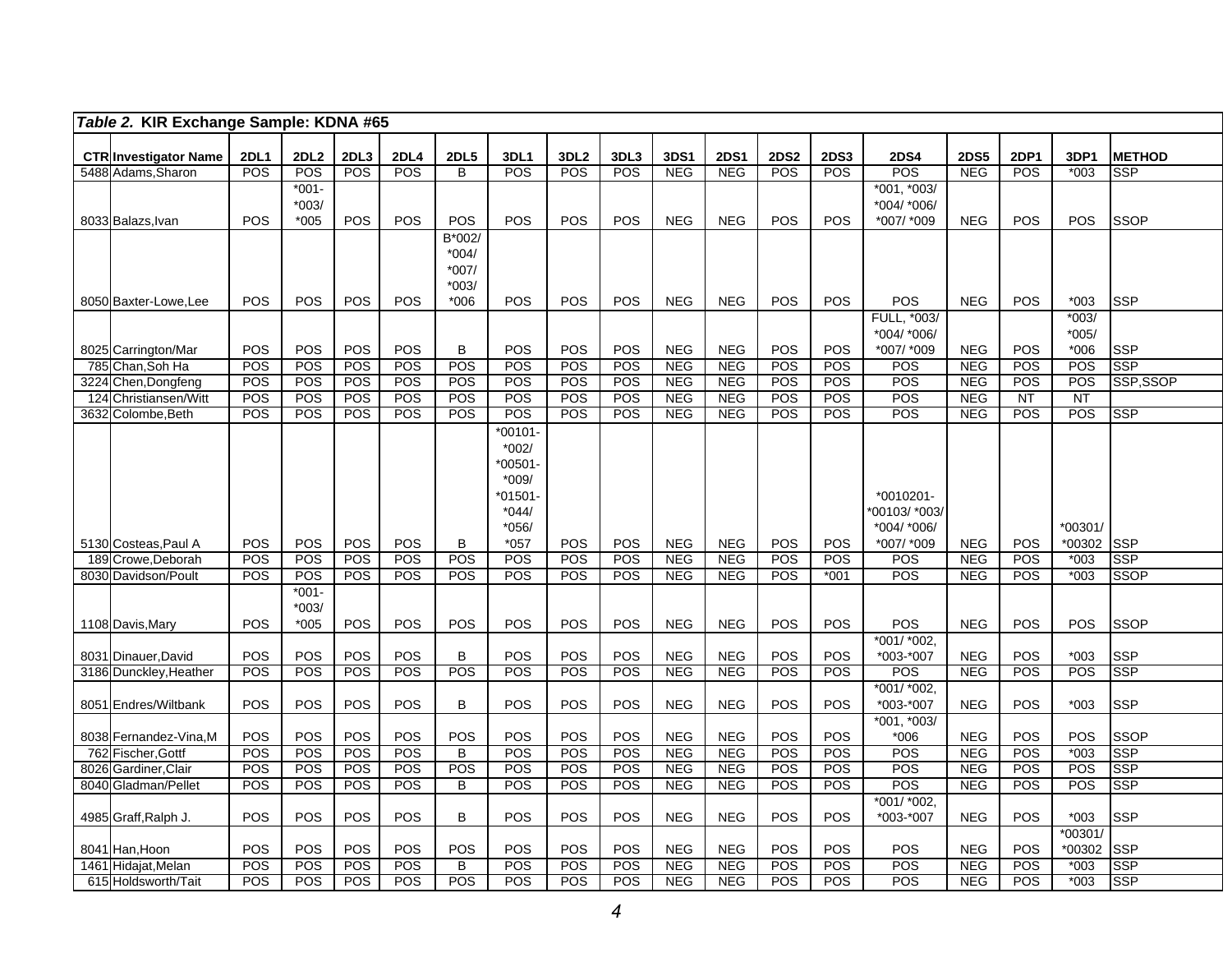| *Table 2.* **KIR Exchange Sample: KDNA #65** | | | | | | | | | | | | | | | | | | | |
|---|---|---|---|---|---|---|---|---|---|---|---|---|---|---|---|---|---|---|---|
| **CTR** | **Investigator Name** | **2DL1** | **2DL2** | **2DL3** | **2DL4** | **2DL5** | **3DL1** | **3DL2** | **3DL3** | **3DS1** | **2DS1** | **2DS2** | **2DS3** | **2DS4** | **2DS5** | **2DP1** | **3DP1** | **METHOD** |
| 5488 | Adams,Sharon | POS | POS | POS | POS | B | POS | POS | POS | NEG | NEG | POS | POS | POS | NEG | POS | *003 | SSP |
| 8033 | Balazs,Ivan | POS | *001-*003/*005 | POS | POS | POS | POS | POS | POS | NEG | NEG | POS | POS | *001, *003/*004/ *006/*007/ *009 | NEG | POS | POS | SSOP |
| 8050 | Baxter-Lowe,Lee | POS | POS | POS | POS | B*002/*004/*007/*003/*006 | POS | POS | POS | NEG | NEG | POS | POS | POS | NEG | POS | *003 | SSP |
| 8025 | Carrington/Mar | POS | POS | POS | POS | B | POS | POS | POS | NEG | NEG | POS | POS | FULL, *003/*004/ *006/*007/ *009 | NEG | POS | *003/*005/*006 | SSP |
| 785 | Chan,Soh Ha | POS | POS | POS | POS | POS | POS | POS | POS | NEG | NEG | POS | POS | POS | NEG | POS | POS | SSP |
| 3224 | Chen,Dongfeng | POS | POS | POS | POS | POS | POS | POS | POS | NEG | NEG | POS | POS | POS | NEG | POS | POS | SSP,SSOP |
| 124 | Christiansen/Witt | POS | POS | POS | POS | POS | POS | POS | POS | NEG | NEG | POS | POS | POS | NEG | NT | NT | |
| 3632 | Colombe,Beth | POS | POS | POS | POS | POS | POS | POS | POS | NEG | NEG | POS | POS | POS | NEG | POS | POS | SSP |
| 5130 | Costeas,Paul A | POS | POS | POS | POS | B | *00101-*002/*00501-*009/*01501-*044/*056/*057 | POS | POS | NEG | NEG | POS | POS | *0010201-*00103/ *003/*004/ *006/*007/ *009 | NEG | POS | *00301/*00302 | SSP |
| 189 | Crowe,Deborah | POS | POS | POS | POS | POS | POS | POS | POS | NEG | NEG | POS | POS | POS | NEG | POS | *003 | SSP |
| 8030 | Davidson/Poult | POS | POS | POS | POS | POS | POS | POS | POS | NEG | NEG | POS | *001 | POS | NEG | POS | *003 | SSOP |
| 1108 | Davis,Mary | POS | *001-*003/*005 | POS | POS | POS | POS | POS | POS | NEG | NEG | POS | POS | POS | NEG | POS | POS | SSOP |
| 8031 | Dinauer,David | POS | POS | POS | POS | B | POS | POS | POS | NEG | NEG | POS | POS | *001/ *002,*003-*007 | NEG | POS | *003 | SSP |
| 3186 | Dunckley,Heather | POS | POS | POS | POS | POS | POS | POS | POS | NEG | NEG | POS | POS | POS | NEG | POS | POS | SSP |
| 8051 | Endres/Wiltbank | POS | POS | POS | POS | B | POS | POS | POS | NEG | NEG | POS | POS | *001/ *002,*003-*007 | NEG | POS | *003 | SSP |
| 8038 | Fernandez-Vina,M | POS | POS | POS | POS | POS | POS | POS | POS | NEG | NEG | POS | POS | *001, *003/*006 | NEG | POS | POS | SSOP |
| 762 | Fischer,Gottf | POS | POS | POS | POS | B | POS | POS | POS | NEG | NEG | POS | POS | POS | NEG | POS | *003 | SSP |
| 8026 | Gardiner,Clair | POS | POS | POS | POS | POS | POS | POS | POS | NEG | NEG | POS | POS | POS | NEG | POS | POS | SSP |
| 8040 | Gladman/Pellet | POS | POS | POS | POS | B | POS | POS | POS | NEG | NEG | POS | POS | POS | NEG | POS | POS | SSP |
| 4985 | Graff,Ralph J. | POS | POS | POS | POS | B | POS | POS | POS | NEG | NEG | POS | POS | *001/ *002,*003-*007 | NEG | POS | *003 | SSP |
| 8041 | Han,Hoon | POS | POS | POS | POS | POS | POS | POS | POS | NEG | NEG | POS | POS | POS | NEG | POS | *00301/*00302 | SSP |
| 1461 | Hidajat,Melan | POS | POS | POS | POS | B | POS | POS | POS | NEG | NEG | POS | POS | POS | NEG | POS | *003 | SSP |
| 615 | Holdsworth/Tait | POS | POS | POS | POS | POS | POS | POS | POS | NEG | NEG | POS | POS | POS | NEG | POS | *003 | SSP |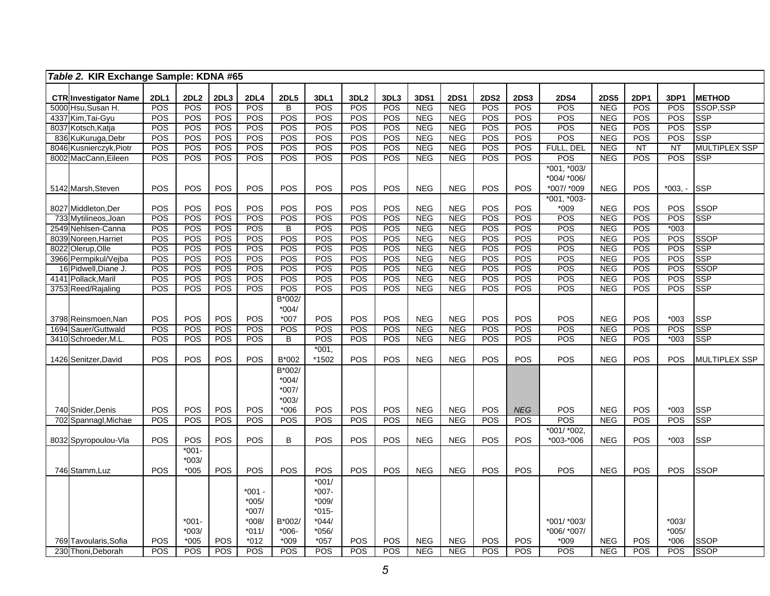| *Table 2.* **KIR Exchange Sample: KDNA #65** | | | | | | | | | | | | | | | | | | |
|---|---|---|---|---|---|---|---|---|---|---|---|---|---|---|---|---|---|---|
| **CTR** | **Investigator Name** | **2DL1** | **2DL2** | **2DL3** | **2DL4** | **2DL5** | **3DL1** | **3DL2** | **3DL3** | **3DS1** | **2DS1** | **2DS2** | **2DS3** | **2DS4** | **2DS5** | **2DP1** | **3DP1** | **METHOD** |
| 5000 | Hsu,Susan H. | POS | POS | POS | POS | B | POS | POS | POS | NEG | NEG | POS | POS | POS | NEG | POS | POS | SSOP,SSP |
| 4337 | Kim,Tai-Gyu | POS | POS | POS | POS | POS | POS | POS | POS | NEG | NEG | POS | POS | POS | NEG | POS | POS | SSP |
| 8037 | Kotsch,Katja | POS | POS | POS | POS | POS | POS | POS | POS | NEG | NEG | POS | POS | POS | NEG | POS | POS | SSP |
| 836 | KuKuruga,Debr | POS | POS | POS | POS | POS | POS | POS | POS | NEG | NEG | POS | POS | POS | NEG | POS | POS | SSP |
| 8046 | Kusnierczyk,Piotr | POS | POS | POS | POS | POS | POS | POS | POS | NEG | NEG | POS | POS | FULL, DEL | NEG | NT | NT | MULTIPLEX SSP |
| 8002 | MacCann,Eileen | POS | POS | POS | POS | POS | POS | POS | POS | NEG | NEG | POS | POS | POS | NEG | POS | POS | SSP |
| 5142 | Marsh,Steven | POS | POS | POS | POS | POS | POS | POS | POS | NEG | NEG | POS | POS | *001, *003/ *004/ *006/ *007/ *009 | NEG | POS | *003, - | SSP |
| 8027 | Middleton,Der | POS | POS | POS | POS | POS | POS | POS | POS | NEG | NEG | POS | POS | *001, *003- *009 | NEG | POS | POS | SSOP |
| 733 | Mytilineos,Joan | POS | POS | POS | POS | POS | POS | POS | POS | NEG | NEG | POS | POS | POS | NEG | POS | POS | SSP |
| 2549 | Nehlsen-Canna | POS | POS | POS | POS | B | POS | POS | POS | NEG | NEG | POS | POS | POS | NEG | POS | *003 | |
| 8039 | Noreen,Harriet | POS | POS | POS | POS | POS | POS | POS | POS | NEG | NEG | POS | POS | POS | NEG | POS | POS | SSOP |
| 8022 | Olerup,Olle | POS | POS | POS | POS | POS | POS | POS | POS | NEG | NEG | POS | POS | POS | NEG | POS | POS | SSP |
| 3966 | Permpikul/Vejba | POS | POS | POS | POS | POS | POS | POS | POS | NEG | NEG | POS | POS | POS | NEG | POS | POS | SSP |
| 16 | Pidwell,Diane J. | POS | POS | POS | POS | POS | POS | POS | POS | NEG | NEG | POS | POS | POS | NEG | POS | POS | SSOP |
| 4141 | Pollack,Maril | POS | POS | POS | POS | POS | POS | POS | POS | NEG | NEG | POS | POS | POS | NEG | POS | POS | SSP |
| 3753 | Reed/Rajaling | POS | POS | POS | POS | POS | POS | POS | POS | NEG | NEG | POS | POS | POS | NEG | POS | POS | SSP |
| 3798 | Reinsmoen,Nan | POS | POS | POS | POS | B*002/ *004/ *007 | POS | POS | POS | NEG | NEG | POS | POS | POS | NEG | POS | *003 | SSP |
| 1694 | Sauer/Guttwald | POS | POS | POS | POS | POS | POS | POS | POS | NEG | NEG | POS | POS | POS | NEG | POS | POS | SSP |
| 3410 | Schroeder,M.L. | POS | POS | POS | POS | B | POS | POS | POS | NEG | NEG | POS | POS | POS | NEG | POS | *003 | SSP |
| 1426 | Senitzer,David | POS | POS | POS | POS | B*002 | *001, *1502 | POS | POS | NEG | NEG | POS | POS | POS | NEG | POS | POS | MULTIPLEX SSP |
| 740 | Snider,Denis | POS | POS | POS | POS | B*002/ *004/ *007/ *003/ *006 | POS | POS | POS | NEG | NEG | POS | *NEG* | POS | NEG | POS | *003 | SSP |
| 702 | Spannagl,Michae | POS | POS | POS | POS | POS | POS | POS | POS | NEG | NEG | POS | POS | POS | NEG | POS | POS | SSP |
| 8032 | Spyropoulou-Vla | POS | POS | POS | POS | B | POS | POS | POS | NEG | NEG | POS | POS | *001/ *002, *003-*006 | NEG | POS | *003 | SSP |
| 746 | Stamm,Luz | POS | *001- *003/ *005 | POS | POS | POS | POS | POS | POS | NEG | NEG | POS | POS | POS | NEG | POS | POS | SSOP |
| 769 | Tavoularis,Sofia | POS | *001- *003/ *005 | POS | *001 - *005/ *007/ *008/ *011/ *012 | B*002/ *006- *009 | *001/ *007- *009/ *015- *044/ *056/ *057 | POS | POS | NEG | NEG | POS | POS | *001/ *003/ *006/ *007/ *009 | NEG | POS | *003/ *005/ *006 | SSOP |
| 230 | Thoni,Deborah | POS | POS | POS | POS | POS | POS | POS | POS | NEG | NEG | POS | POS | POS | NEG | POS | POS | SSOP |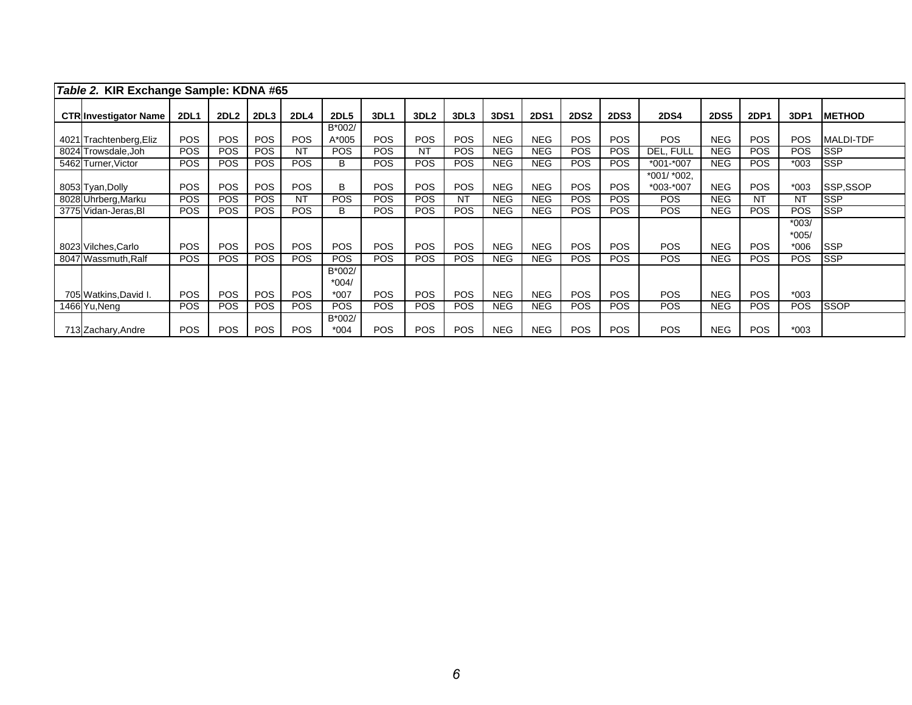**Table 2. KIR Exchange Sample: KDNA #65**

| CTR | Investigator Name | 2DL1 | 2DL2 | 2DL3 | 2DL4 | 2DL5 | 3DL1 | 3DL2 | 3DL3 | 3DS1 | 2DS1 | 2DS2 | 2DS3 | 2DS4 | 2DS5 | 2DP1 | 3DP1 | METHOD |
|---|---|---|---|---|---|---|---|---|---|---|---|---|---|---|---|---|---|---|
| 4021 | Trachtenberg,Eliz | POS | POS | POS | POS | B*002/ A*005 | POS | POS | POS | NEG | NEG | POS | POS | POS | NEG | POS | POS | MALDI-TDF |
| 8024 | Trowsdale,Joh | POS | POS | POS | NT | POS | POS | NT | POS | NEG | NEG | POS | POS | DEL, FULL | NEG | POS | POS | SSP |
| 5462 | Turner,Victor | POS | POS | POS | POS | B | POS | POS | POS | NEG | NEG | POS | POS | *001-*007 | NEG | POS | *003 | SSP |
| 8053 | Tyan,Dolly | POS | POS | POS | POS | B | POS | POS | POS | NEG | NEG | POS | POS | *001/ *002, *003-*007 | NEG | POS | *003 | SSP,SSOP |
| 8028 | Uhrberg,Marku | POS | POS | POS | NT | POS | POS | POS | NT | NEG | NEG | POS | POS | POS | NEG | NT | NT | SSP |
| 3775 | Vidan-Jeras,Bl | POS | POS | POS | POS | B | POS | POS | POS | NEG | NEG | POS | POS | POS | NEG | POS | POS | SSP |
| 8023 | Vilches,Carlo | POS | POS | POS | POS | POS | POS | POS | POS | NEG | NEG | POS | POS | POS | NEG | POS | *003/ *005/ *006 | SSP |
| 8047 | Wassmuth,Ralf | POS | POS | POS | POS | POS | POS | POS | POS | NEG | NEG | POS | POS | POS | NEG | POS | POS | SSP |
| 705 | Watkins,David I. | POS | POS | POS | POS | B*002/ *004/ *007 | POS | POS | POS | NEG | NEG | POS | POS | POS | NEG | POS | *003 | |
| 1466 | Yu,Neng | POS | POS | POS | POS | POS | POS | POS | POS | NEG | NEG | POS | POS | POS | NEG | POS | POS | SSOP |
| 713 | Zachary,Andre | POS | POS | POS | POS | B*002/ *004 | POS | POS | POS | NEG | NEG | POS | POS | POS | NEG | POS | *003 | |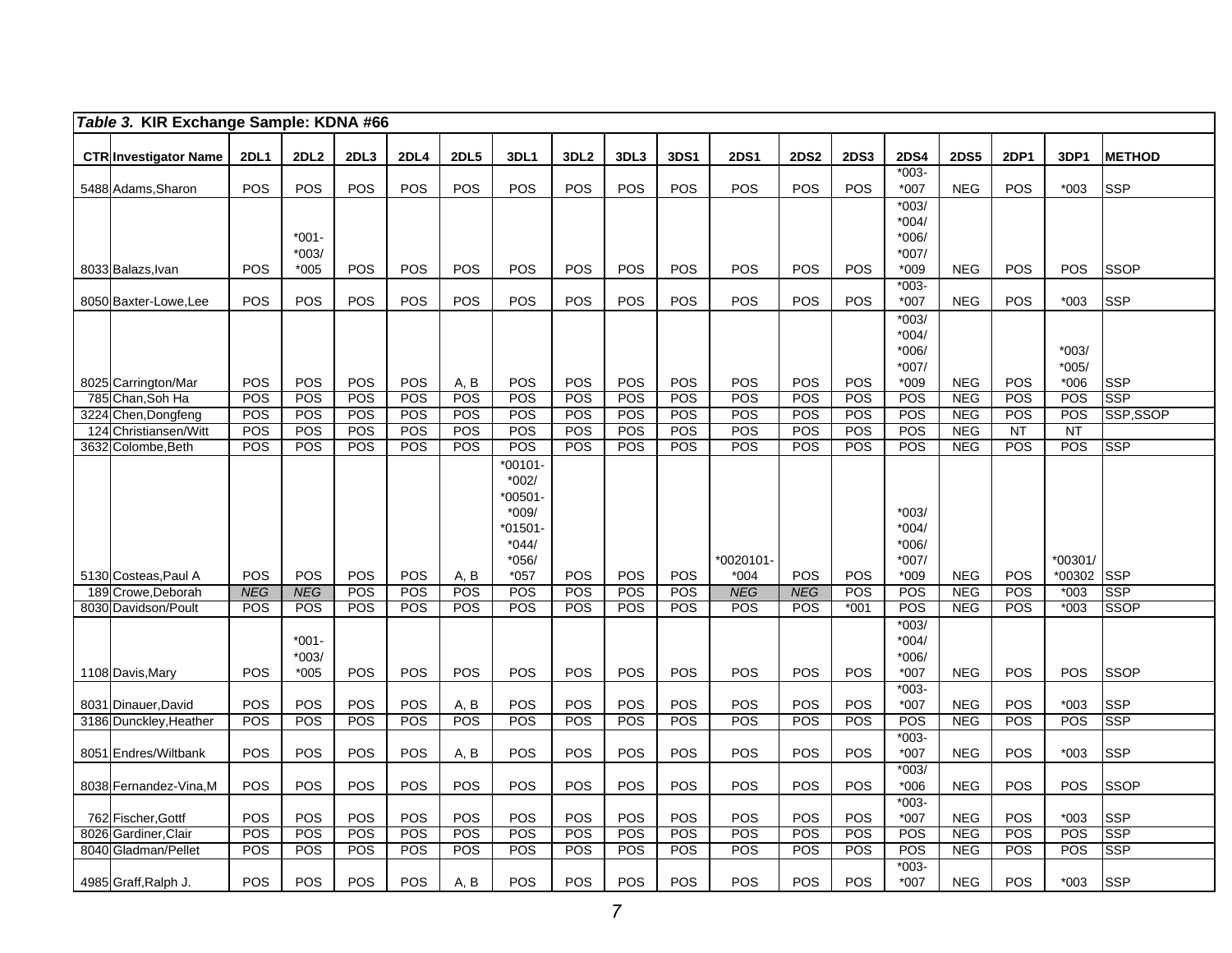| *Table 3.* KIR Exchange Sample: KDNA #66 | | | | | | | | | | | | | | | | | | | |
|---|---|---|---|---|---|---|---|---|---|---|---|---|---|---|---|---|---|---|---|
| **CTR** | **Investigator Name** | **2DL1** | **2DL2** | **2DL3** | **2DL4** | **2DL5** | **3DL1** | **3DL2** | **3DL3** | **3DS1** | **2DS1** | **2DS2** | **2DS3** | **2DS4** | **2DS5** | **2DP1** | **3DP1** | **METHOD** |
| 5488 | Adams,Sharon | POS | POS | POS | POS | POS | POS | POS | POS | POS | POS | POS | POS | *003-*007 | NEG | POS | *003 | SSP |
| 8033 | Balazs,Ivan | POS | *001-*003/*005 | POS | POS | POS | POS | POS | POS | POS | POS | POS | POS | *003/*004/*006/*007/*009 | NEG | POS | POS | SSOP |
| 8050 | Baxter-Lowe,Lee | POS | POS | POS | POS | POS | POS | POS | POS | POS | POS | POS | POS | *003-*007 | NEG | POS | *003 | SSP |
| 8025 | Carrington/Mar | POS | POS | POS | POS | A, B | POS | POS | POS | POS | POS | POS | POS | *003/*004/*006/*007/*009 | NEG | POS | *003/*005/*006 | SSP |
| 785 | Chan,Soh Ha | POS | POS | POS | POS | POS | POS | POS | POS | POS | POS | POS | POS | POS | NEG | POS | POS | SSP |
| 3224 | Chen,Dongfeng | POS | POS | POS | POS | POS | POS | POS | POS | POS | POS | POS | POS | POS | NEG | POS | POS | SSP,SSOP |
| 124 | Christiansen/Witt | POS | POS | POS | POS | POS | POS | POS | POS | POS | POS | POS | POS | POS | NEG | NT | NT | |
| 3632 | Colombe,Beth | POS | POS | POS | POS | POS | POS | POS | POS | POS | POS | POS | POS | POS | NEG | POS | POS | SSP |
| 5130 | Costeas,Paul A | POS | POS | POS | POS | A, B | *00101-*002/*00501-*009/*01501-*044/*056/*057 | POS | POS | POS | *0020101-*004 | POS | POS | *003/*004/*006/*007/*009 | NEG | POS | *00301/*00302 | SSP |
| 189 | Crowe,Deborah | *NEG* | *NEG* | POS | POS | POS | POS | POS | POS | POS | *NEG* | *NEG* | POS | POS | NEG | POS | *003 | SSP |
| 8030 | Davidson/Poult | POS | POS | POS | POS | POS | POS | POS | POS | POS | POS | POS | *001 | POS | NEG | POS | *003 | SSOP |
| 1108 | Davis,Mary | POS | *001-*003/*005 | POS | POS | POS | POS | POS | POS | POS | POS | POS | POS | *003/*004/*006/*007 | NEG | POS | POS | SSOP |
| 8031 | Dinauer,David | POS | POS | POS | POS | A, B | POS | POS | POS | POS | POS | POS | POS | *003-*007 | NEG | POS | *003 | SSP |
| 3186 | Dunckley,Heather | POS | POS | POS | POS | POS | POS | POS | POS | POS | POS | POS | POS | POS | NEG | POS | POS | SSP |
| 8051 | Endres/Wiltbank | POS | POS | POS | POS | A, B | POS | POS | POS | POS | POS | POS | POS | *003-*007 | NEG | POS | *003 | SSP |
| 8038 | Fernandez-Vina,M | POS | POS | POS | POS | POS | POS | POS | POS | POS | POS | POS | POS | *003/*006 | NEG | POS | POS | SSOP |
| 762 | Fischer,Gottf | POS | POS | POS | POS | POS | POS | POS | POS | POS | POS | POS | POS | *003-*007 | NEG | POS | *003 | SSP |
| 8026 | Gardiner,Clair | POS | POS | POS | POS | POS | POS | POS | POS | POS | POS | POS | POS | POS | NEG | POS | POS | SSP |
| 8040 | Gladman/Pellet | POS | POS | POS | POS | POS | POS | POS | POS | POS | POS | POS | POS | POS | NEG | POS | POS | SSP |
| 4985 | Graff,Ralph J. | POS | POS | POS | POS | A, B | POS | POS | POS | POS | POS | POS | POS | *003-*007 | NEG | POS | *003 | SSP |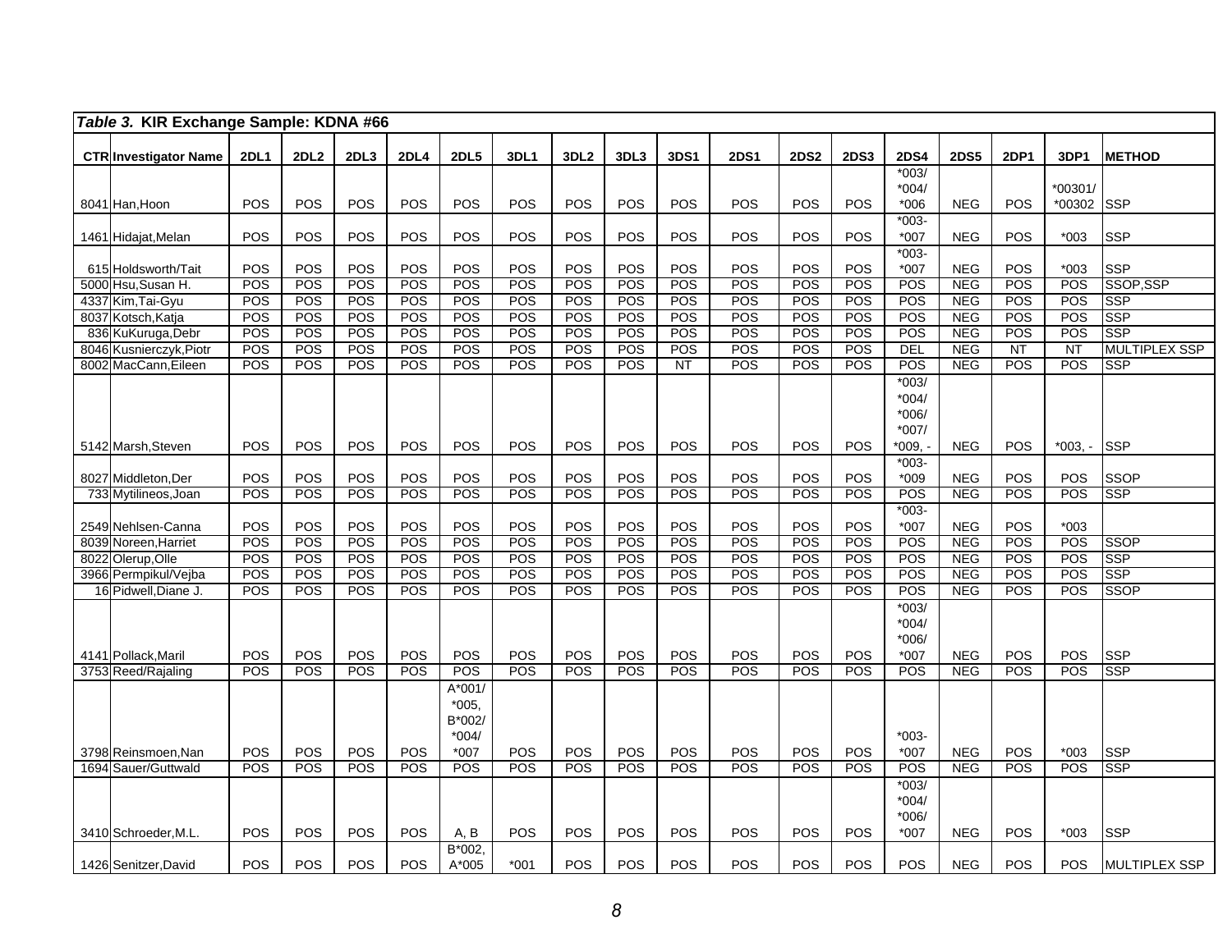| *Table 3.* **KIR Exchange Sample: KDNA #66** | | | | | | | | | | | | | | | | | | | |
|---|---|---|---|---|---|---|---|---|---|---|---|---|---|---|---|---|---|---|---|
| **CTR** | **Investigator Name** | **2DL1** | **2DL2** | **2DL3** | **2DL4** | **2DL5** | **3DL1** | **3DL2** | **3DL3** | **3DS1** | **2DS1** | **2DS2** | **2DS3** | **2DS4** | **2DS5** | **2DP1** | **3DP1** | **METHOD** |
| 8041 | Han,Hoon | POS | POS | POS | POS | POS | POS | POS | POS | POS | POS | POS | POS | *003/ *004/ *006 | NEG | POS | *00301/ *00302 | SSP |
| 1461 | Hidajat,Melan | POS | POS | POS | POS | POS | POS | POS | POS | POS | POS | POS | POS | *003- *007 | NEG | POS | *003 | SSP |
| 615 | Holdsworth/Tait | POS | POS | POS | POS | POS | POS | POS | POS | POS | POS | POS | POS | *003- *007 | NEG | POS | *003 | SSP |
| 5000 | Hsu,Susan H. | POS | POS | POS | POS | POS | POS | POS | POS | POS | POS | POS | POS | POS | NEG | POS | POS | SSOP,SSP |
| 4337 | Kim,Tai-Gyu | POS | POS | POS | POS | POS | POS | POS | POS | POS | POS | POS | POS | POS | NEG | POS | POS | SSP |
| 8037 | Kotsch,Katja | POS | POS | POS | POS | POS | POS | POS | POS | POS | POS | POS | POS | POS | NEG | POS | POS | SSP |
| 836 | KuKuruga,Debr | POS | POS | POS | POS | POS | POS | POS | POS | POS | POS | POS | POS | POS | NEG | POS | POS | SSP |
| 8046 | Kusnierczyk,Piotr | POS | POS | POS | POS | POS | POS | POS | POS | POS | POS | POS | POS | DEL | NEG | NT | NT | MULTIPLEX SSP |
| 8002 | MacCann,Eileen | POS | POS | POS | POS | POS | POS | POS | POS | NT | POS | POS | POS | POS | NEG | POS | POS | SSP |
| 5142 | Marsh,Steven | POS | POS | POS | POS | POS | POS | POS | POS | POS | POS | POS | POS | *003/ *004/ *006/ *007/ *009, - | NEG | POS | *003, - | SSP |
| 8027 | Middleton,Der | POS | POS | POS | POS | POS | POS | POS | POS | POS | POS | POS | POS | *003- *009 | NEG | POS | POS | SSOP |
| 733 | Mytilineos,Joan | POS | POS | POS | POS | POS | POS | POS | POS | POS | POS | POS | POS | POS | NEG | POS | POS | SSP |
| 2549 | Nehlsen-Canna | POS | POS | POS | POS | POS | POS | POS | POS | POS | POS | POS | POS | *003- *007 | NEG | POS | *003 | |
| 8039 | Noreen,Harriet | POS | POS | POS | POS | POS | POS | POS | POS | POS | POS | POS | POS | POS | NEG | POS | POS | SSOP |
| 8022 | Olerup,Olle | POS | POS | POS | POS | POS | POS | POS | POS | POS | POS | POS | POS | POS | NEG | POS | POS | SSP |
| 3966 | Permpikul/Vejba | POS | POS | POS | POS | POS | POS | POS | POS | POS | POS | POS | POS | POS | NEG | POS | POS | SSP |
| 16 | Pidwell,Diane J. | POS | POS | POS | POS | POS | POS | POS | POS | POS | POS | POS | POS | POS | NEG | POS | POS | SSOP |
| 4141 | Pollack,Maril | POS | POS | POS | POS | POS | POS | POS | POS | POS | POS | POS | POS | *003/ *004/ *006/ *007 | NEG | POS | POS | SSP |
| 3753 | Reed/Rajaling | POS | POS | POS | POS | POS | POS | POS | POS | POS | POS | POS | POS | POS | NEG | POS | POS | SSP |
| 3798 | Reinsmoen,Nan | POS | POS | POS | POS | A*001/ *005, B*002/ *004/ *007 | POS | POS | POS | POS | POS | POS | POS | *003- *007 | NEG | POS | *003 | SSP |
| 1694 | Sauer/Guttwald | POS | POS | POS | POS | POS | POS | POS | POS | POS | POS | POS | POS | POS | NEG | POS | POS | SSP |
| 3410 | Schroeder,M.L. | POS | POS | POS | POS | A, B | POS | POS | POS | POS | POS | POS | POS | *003/ *004/ *006/ *007 | NEG | POS | *003 | SSP |
| 1426 | Senitzer,David | POS | POS | POS | POS | B*002, A*005 | *001 | POS | POS | POS | POS | POS | POS | POS | NEG | POS | POS | MULTIPLEX SSP |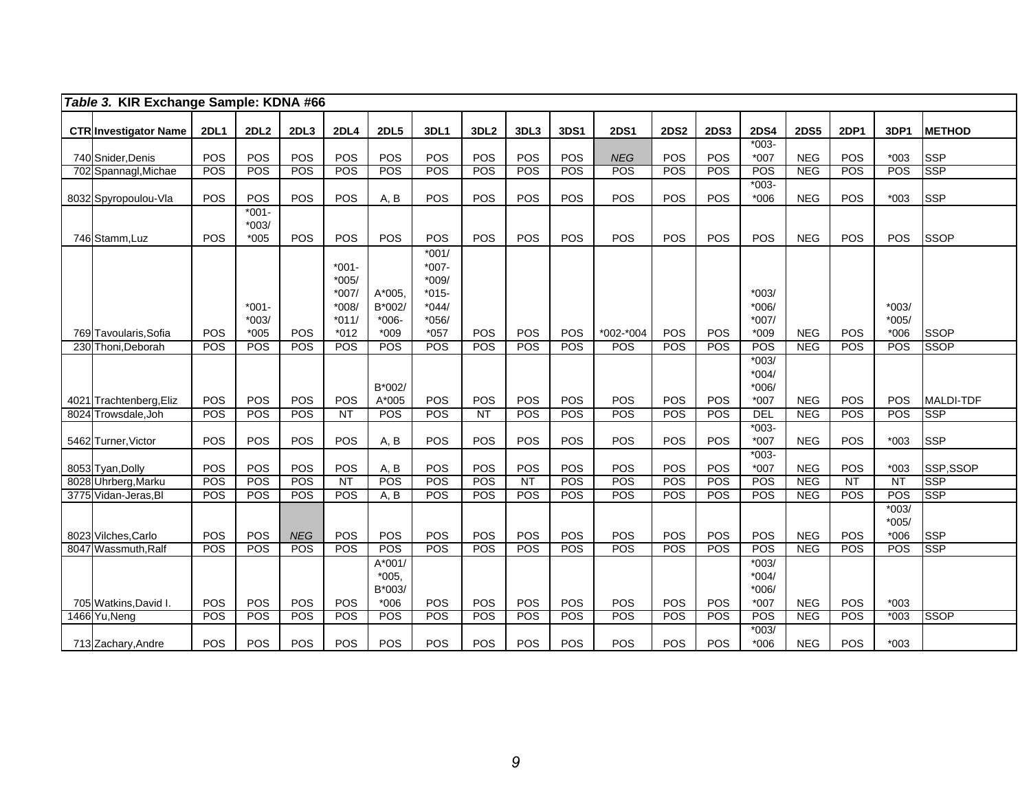*Table 3.* **KIR Exchange Sample: KDNA #66**

| CTR | Investigator Name | 2DL1 | 2DL2 | 2DL3 | 2DL4 | 2DL5 | 3DL1 | 3DL2 | 3DL3 | 3DS1 | 2DS1 | 2DS2 | 2DS3 | 2DS4 | 2DS5 | 2DP1 | 3DP1 | METHOD |
|---|---|---|---|---|---|---|---|---|---|---|---|---|---|---|---|---|---|---|
| 740 | Snider,Denis | POS | POS | POS | POS | POS | POS | POS | POS | POS | *NEG* | POS | POS | *003-*007 | NEG | POS | *003 | SSP |
| 702 | Spannagl,Michae | POS | POS | POS | POS | POS | POS | POS | POS | POS | POS | POS | POS | POS | NEG | POS | POS | SSP |
| 8032 | Spyropoulou-Vla | POS | POS | POS | POS | A, B | POS | POS | POS | POS | POS | POS | POS | *003-*006 | NEG | POS | *003 | SSP |
| 746 | Stamm,Luz | POS | *001-*003/*005 | POS | POS | POS | POS | POS | POS | POS | POS | POS | POS | POS | NEG | POS | POS | SSOP |
| 769 | Tavoularis,Sofia | POS | *001-*003/*005 | POS | *001-*005/*007/*008/*011/*012 | A*005, B*002/*006-*009 | *001/*007-*009/*015-*044/*056/*057 | POS | POS | POS | *002-*004 | POS | POS | *003/*006/*007/*009 | NEG | POS | *003/*005/*006 | SSOP |
| 230 | Thoni,Deborah | POS | POS | POS | POS | POS | POS | POS | POS | POS | POS | POS | POS | POS | NEG | POS | POS | SSOP |
| 4021 | Trachtenberg,Eliz | POS | POS | POS | POS | B*002/A*005 | POS | POS | POS | POS | POS | POS | POS | *003/*004/*006/*007 | NEG | POS | POS | MALDI-TDF |
| 8024 | Trowsdale,Joh | POS | POS | POS | NT | POS | POS | NT | POS | POS | POS | POS | POS | DEL | NEG | POS | POS | SSP |
| 5462 | Turner,Victor | POS | POS | POS | POS | A, B | POS | POS | POS | POS | POS | POS | POS | *003-*007 | NEG | POS | *003 | SSP |
| 8053 | Tyan,Dolly | POS | POS | POS | POS | A, B | POS | POS | POS | POS | POS | POS | POS | *003-*007 | NEG | POS | *003 | SSP,SSOP |
| 8028 | Uhrberg,Marku | POS | POS | POS | NT | POS | POS | POS | NT | POS | POS | POS | POS | POS | NEG | NT | NT | SSP |
| 3775 | Vidan-Jeras,Bl | POS | POS | POS | POS | A, B | POS | POS | POS | POS | POS | POS | POS | POS | NEG | POS | POS | SSP |
| 8023 | Vilches,Carlo | POS | POS | *NEG* | POS | POS | POS | POS | POS | POS | POS | POS | POS | POS | NEG | POS | *003/*005/*006 | SSP |
| 8047 | Wassmuth,Ralf | POS | POS | POS | POS | POS | POS | POS | POS | POS | POS | POS | POS | POS | NEG | POS | POS | SSP |
| 705 | Watkins,David I. | POS | POS | POS | POS | A*001/*005, B*003/*006 | POS | POS | POS | POS | POS | POS | POS | *003/*004/*006/*007 | NEG | POS | *003 | |
| 1466 | Yu,Neng | POS | POS | POS | POS | POS | POS | POS | POS | POS | POS | POS | POS | POS | NEG | POS | *003 | SSOP |
| 713 | Zachary,Andre | POS | POS | POS | POS | POS | POS | POS | POS | POS | POS | POS | POS | *003/*006 | NEG | POS | *003 | |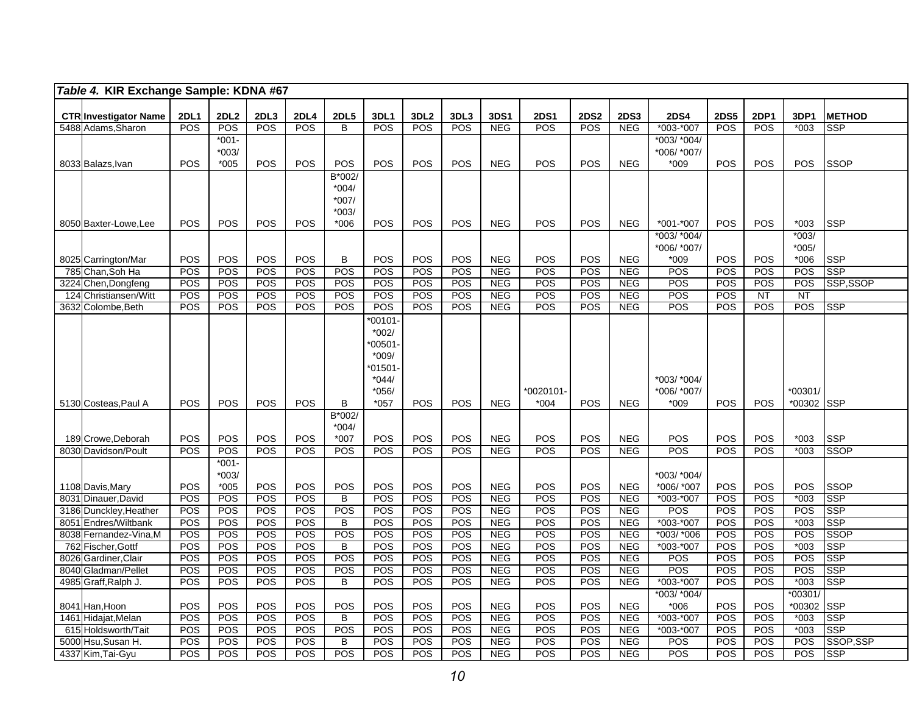*Table 4.* **KIR Exchange Sample: KDNA #67**

| CTR | Investigator Name | 2DL1 | 2DL2 | 2DL3 | 2DL4 | 2DL5 | 3DL1 | 3DL2 | 3DL3 | 3DS1 | 2DS1 | 2DS2 | 2DS3 | 2DS4 | 2DS5 | 2DP1 | 3DP1 | METHOD |
|---|---|---|---|---|---|---|---|---|---|---|---|---|---|---|---|---|---|---|
| 5488 | Adams,Sharon | POS | POS | POS | POS | B | POS | POS | POS | NEG | POS | POS | NEG | *003-*007 | POS | POS | *003 | SSP |
| 8033 | Balazs,Ivan | POS | *001-*003/*005 | POS | POS | POS | POS | POS | POS | NEG | POS | POS | NEG | *003/ *004/ *006/ *007/ *009 | POS | POS | POS | SSOP |
| 8050 | Baxter-Lowe,Lee | POS | POS | POS | POS | B*002/*004/*007/*003/*006 | POS | POS | POS | NEG | POS | POS | NEG | *001-*007 | POS | POS | *003 | SSP |
| 8025 | Carrington/Mar | POS | POS | POS | POS | B | POS | POS | POS | NEG | POS | POS | NEG | *003/ *004/ *006/ *007/ *009 | POS | POS | *003/*005/*006 | SSP |
| 785 | Chan,Soh Ha | POS | POS | POS | POS | POS | POS | POS | POS | NEG | POS | POS | NEG | POS | POS | POS | POS | SSP |
| 3224 | Chen,Dongfeng | POS | POS | POS | POS | POS | POS | POS | POS | NEG | POS | POS | NEG | POS | POS | POS | POS | SSP,SSOP |
| 124 | Christiansen/Witt | POS | POS | POS | POS | POS | POS | POS | POS | NEG | POS | POS | NEG | POS | POS | NT | NT | |
| 3632 | Colombe,Beth | POS | POS | POS | POS | POS | POS | POS | POS | NEG | POS | POS | NEG | POS | POS | POS | POS | SSP |
| 5130 | Costeas,Paul A | POS | POS | POS | POS | B | *00101-*002/*00501-*009/*01501-*044/*056/*057 | POS | POS | NEG | *0020101-*004 | POS | NEG | *003/ *004/ *006/ *007/ *009 | POS | POS | *00301/*00302 | SSP |
| 189 | Crowe,Deborah | POS | POS | POS | POS | B*002/*004/*007 | POS | POS | POS | NEG | POS | POS | NEG | POS | POS | POS | *003 | SSP |
| 8030 | Davidson/Poult | POS | POS | POS | POS | POS | POS | POS | POS | NEG | POS | POS | NEG | POS | POS | POS | *003 | SSOP |
| 1108 | Davis,Mary | POS | *001-*003/*005 | POS | POS | POS | POS | POS | POS | NEG | POS | POS | NEG | *003/ *004/ *006/ *007 | POS | POS | POS | SSOP |
| 8031 | Dinauer,David | POS | POS | POS | POS | B | POS | POS | POS | NEG | POS | POS | NEG | *003-*007 | POS | POS | *003 | SSP |
| 3186 | Dunckley,Heather | POS | POS | POS | POS | POS | POS | POS | POS | NEG | POS | POS | NEG | POS | POS | POS | POS | SSP |
| 8051 | Endres/Wiltbank | POS | POS | POS | POS | B | POS | POS | POS | NEG | POS | POS | NEG | *003-*007 | POS | POS | *003 | SSP |
| 8038 | Fernandez-Vina,M | POS | POS | POS | POS | POS | POS | POS | POS | NEG | POS | POS | NEG | *003/ *006 | POS | POS | POS | SSOP |
| 762 | Fischer,Gottf | POS | POS | POS | POS | B | POS | POS | POS | NEG | POS | POS | NEG | *003-*007 | POS | POS | *003 | SSP |
| 8026 | Gardiner,Clair | POS | POS | POS | POS | POS | POS | POS | POS | NEG | POS | POS | NEG | POS | POS | POS | POS | SSP |
| 8040 | Gladman/Pellet | POS | POS | POS | POS | POS | POS | POS | POS | NEG | POS | POS | NEG | POS | POS | POS | POS | SSP |
| 4985 | Graff,Ralph J. | POS | POS | POS | POS | B | POS | POS | POS | NEG | POS | POS | NEG | *003-*007 | POS | POS | *003 | SSP |
| 8041 | Han,Hoon | POS | POS | POS | POS | POS | POS | POS | POS | NEG | POS | POS | NEG | *003/ *004/ *006 | POS | POS | *00301/*00302 | SSP |
| 1461 | Hidajat,Melan | POS | POS | POS | POS | B | POS | POS | POS | NEG | POS | POS | NEG | *003-*007 | POS | POS | *003 | SSP |
| 615 | Holdsworth/Tait | POS | POS | POS | POS | POS | POS | POS | POS | NEG | POS | POS | NEG | *003-*007 | POS | POS | *003 | SSP |
| 5000 | Hsu,Susan H. | POS | POS | POS | POS | B | POS | POS | POS | NEG | POS | POS | NEG | POS | POS | POS | POS | SSOP,SSP |
| 4337 | Kim,Tai-Gyu | POS | POS | POS | POS | POS | POS | POS | POS | NEG | POS | POS | NEG | POS | POS | POS | POS | SSP |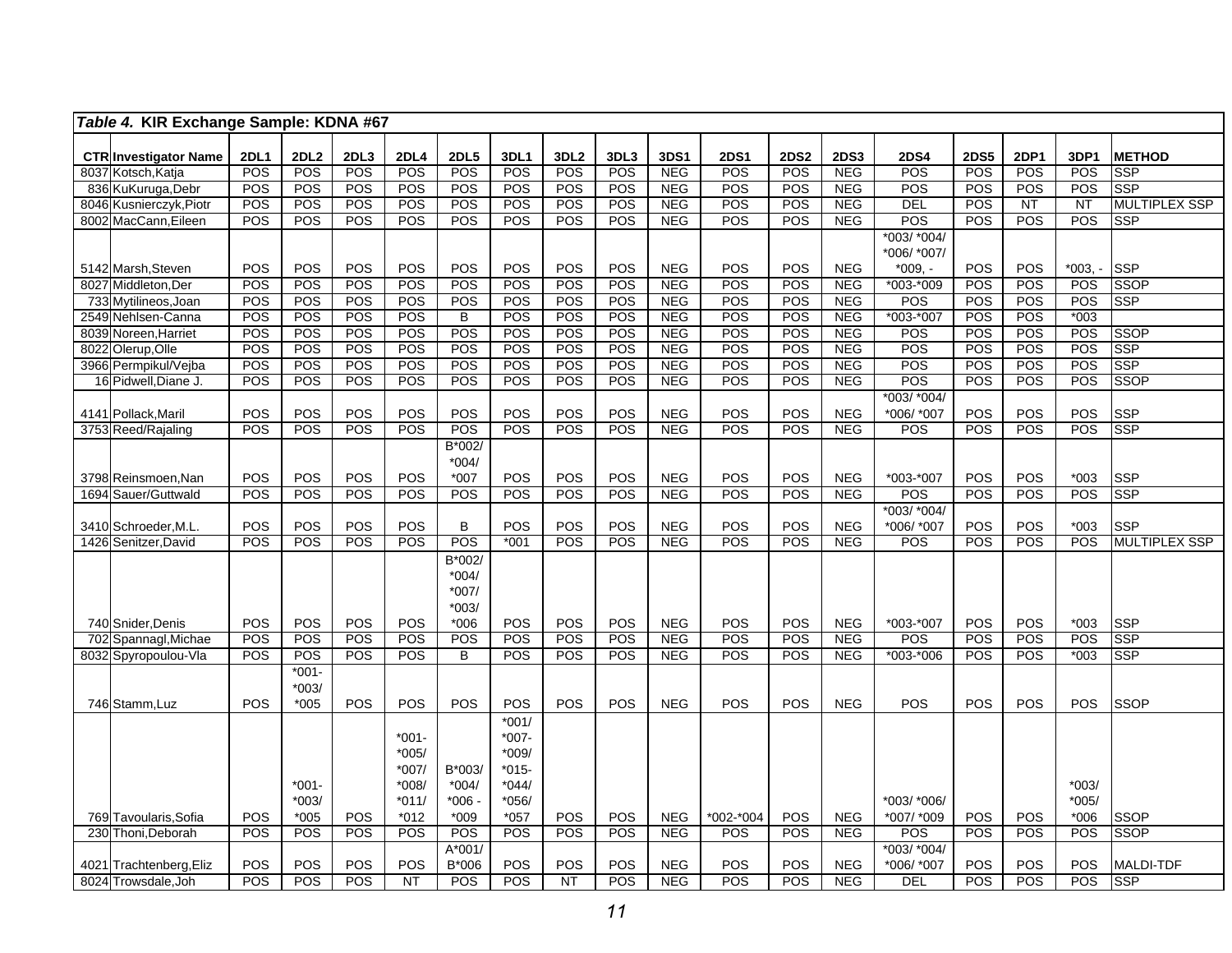*Table 4.* **KIR Exchange Sample: KDNA #67**

| CTR | Investigator Name | 2DL1 | 2DL2 | 2DL3 | 2DL4 | 2DL5 | 3DL1 | 3DL2 | 3DL3 | 3DS1 | 2DS1 | 2DS2 | 2DS3 | 2DS4 | 2DS5 | 2DP1 | 3DP1 | METHOD |
|---|---|---|---|---|---|---|---|---|---|---|---|---|---|---|---|---|---|---|
| 8037 | Kotsch,Katja | POS | POS | POS | POS | POS | POS | POS | POS | NEG | POS | POS | NEG | POS | POS | POS | POS | SSP |
| 836 | KuKuruga,Debr | POS | POS | POS | POS | POS | POS | POS | POS | NEG | POS | POS | NEG | POS | POS | POS | POS | SSP |
| 8046 | Kusnierczyk,Piotr | POS | POS | POS | POS | POS | POS | POS | POS | NEG | POS | POS | NEG | DEL | POS | NT | NT | MULTIPLEX SSP |
| 8002 | MacCann,Eileen | POS | POS | POS | POS | POS | POS | POS | POS | NEG | POS | POS | NEG | POS | POS | POS | POS | SSP |
| 5142 | Marsh,Steven | POS | POS | POS | POS | POS | POS | POS | POS | NEG | POS | POS | NEG | *003/ *004/ *006/ *007/ *009, - | POS | POS | *003, - | SSP |
| 8027 | Middleton,Der | POS | POS | POS | POS | POS | POS | POS | POS | NEG | POS | POS | NEG | *003-*009 | POS | POS | POS | SSOP |
| 733 | Mytilineos,Joan | POS | POS | POS | POS | POS | POS | POS | POS | NEG | POS | POS | NEG | POS | POS | POS | POS | SSP |
| 2549 | Nehlsen-Canna | POS | POS | POS | POS | B | POS | POS | POS | NEG | POS | POS | NEG | *003-*007 | POS | POS | *003 | |
| 8039 | Noreen,Harriet | POS | POS | POS | POS | POS | POS | POS | POS | NEG | POS | POS | NEG | POS | POS | POS | POS | SSOP |
| 8022 | Olerup,Olle | POS | POS | POS | POS | POS | POS | POS | POS | NEG | POS | POS | NEG | POS | POS | POS | POS | SSP |
| 3966 | Permpikul/Vejba | POS | POS | POS | POS | POS | POS | POS | POS | NEG | POS | POS | NEG | POS | POS | POS | POS | SSP |
| 16 | Pidwell,Diane J. | POS | POS | POS | POS | POS | POS | POS | POS | NEG | POS | POS | NEG | POS | POS | POS | POS | SSOP |
| 4141 | Pollack,Maril | POS | POS | POS | POS | POS | POS | POS | POS | NEG | POS | POS | NEG | *003/ *004/ *006/ *007 | POS | POS | POS | SSP |
| 3753 | Reed/Rajaling | POS | POS | POS | POS | POS | POS | POS | POS | NEG | POS | POS | NEG | POS | POS | POS | POS | SSP |
| 3798 | Reinsmoen,Nan | POS | POS | POS | POS | B*002/ *004/ *007 | POS | POS | POS | NEG | POS | POS | NEG | *003-*007 | POS | POS | *003 | SSP |
| 1694 | Sauer/Guttwald | POS | POS | POS | POS | POS | POS | POS | POS | NEG | POS | POS | NEG | POS | POS | POS | POS | SSP |
| 3410 | Schroeder,M.L. | POS | POS | POS | POS | B | POS | POS | POS | NEG | POS | POS | NEG | *003/ *004/ *006/ *007 | POS | POS | *003 | SSP |
| 1426 | Senitzer,David | POS | POS | POS | POS | POS | *001 | POS | POS | NEG | POS | POS | NEG | POS | POS | POS | POS | MULTIPLEX SSP |
| 740 | Snider,Denis | POS | POS | POS | POS | B*002/ *004/ *007/ *003/ *006 | POS | POS | POS | NEG | POS | POS | NEG | *003-*007 | POS | POS | *003 | SSP |
| 702 | Spannagl,Michae | POS | POS | POS | POS | POS | POS | POS | POS | NEG | POS | POS | NEG | POS | POS | POS | POS | SSP |
| 8032 | Spyropoulou-Vla | POS | POS | POS | POS | B | POS | POS | POS | NEG | POS | POS | NEG | *003-*006 | POS | POS | *003 | SSP |
| 746 | Stamm,Luz | POS | *001-*003/ *005 | POS | POS | POS | POS | POS | POS | NEG | POS | POS | NEG | POS | POS | POS | POS | SSOP |
| 769 | Tavoularis,Sofia | POS | *001-*003/ *005 | POS | *001-*005/ *007/ *008/ *011/ *012 | B*003/ *004/ *006 - *009 | *001/ *007-*009/ *015-*044/ *056/ *057 | POS | POS | NEG | *002-*004 | POS | NEG | *003/ *006/ *007/ *009 | POS | POS | *003/ *005/ *006 | SSOP |
| 230 | Thoni,Deborah | POS | POS | POS | POS | POS | POS | POS | POS | NEG | POS | POS | NEG | POS | POS | POS | POS | SSOP |
| 4021 | Trachtenberg,Eliz | POS | POS | POS | POS | A*001/ B*006 | POS | POS | POS | NEG | POS | POS | NEG | *003/ *004/ *006/ *007 | POS | POS | POS | MALDI-TDF |
| 8024 | Trowsdale,Joh | POS | POS | POS | NT | POS | POS | NT | POS | NEG | POS | POS | NEG | DEL | POS | POS | POS | SSP |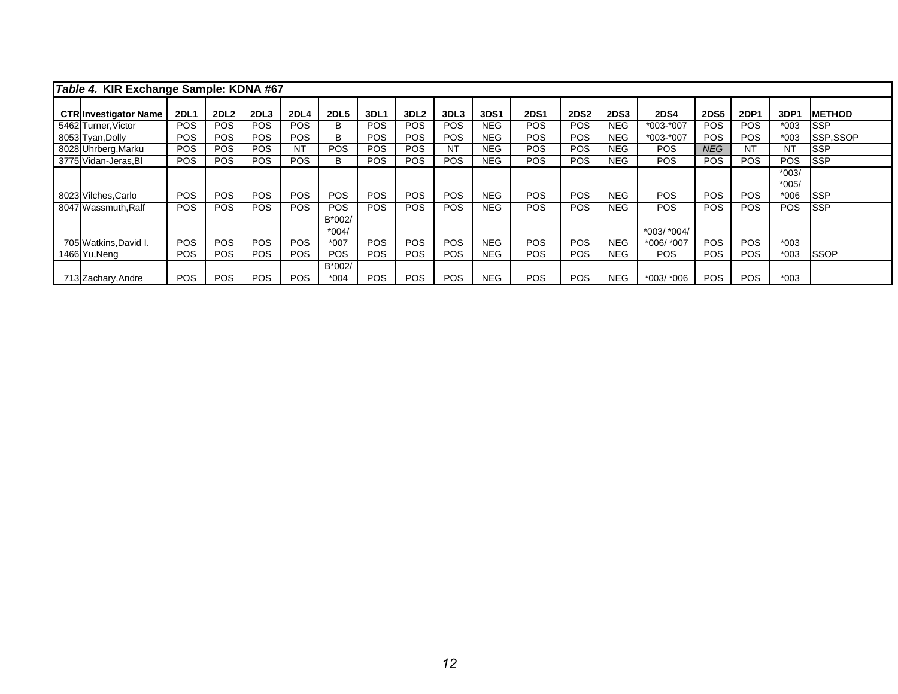*Table 4.* **KIR Exchange Sample: KDNA #67**

| CTR | Investigator Name | 2DL1 | 2DL2 | 2DL3 | 2DL4 | 2DL5 | 3DL1 | 3DL2 | 3DL3 | 3DS1 | 2DS1 | 2DS2 | 2DS3 | 2DS4 | 2DS5 | 2DP1 | 3DP1 | METHOD |
|---|---|---|---|---|---|---|---|---|---|---|---|---|---|---|---|---|---|---|
| 5462 | Turner,Victor | POS | POS | POS | POS | B | POS | POS | POS | NEG | POS | POS | NEG | *003-*007 | POS | POS | *003 | SSP |
| 8053 | Tyan,Dolly | POS | POS | POS | POS | B | POS | POS | POS | NEG | POS | POS | NEG | *003-*007 | POS | POS | *003 | SSP,SSOP |
| 8028 | Uhrberg,Marku | POS | POS | POS | NT | POS | POS | POS | NT | NEG | POS | POS | NEG | POS | *NEG* | NT | NT | SSP |
| 3775 | Vidan-Jeras,Bl | POS | POS | POS | POS | B | POS | POS | POS | NEG | POS | POS | NEG | POS | POS | POS | POS | SSP |
| 8023 | Vilches,Carlo | POS | POS | POS | POS | POS | POS | POS | POS | NEG | POS | POS | NEG | POS | POS | POS | *003/ *005/ *006 | SSP |
| 8047 | Wassmuth,Ralf | POS | POS | POS | POS | POS | POS | POS | POS | NEG | POS | POS | NEG | POS | POS | POS | POS | SSP |
| 705 | Watkins,David I. | POS | POS | POS | POS | B*002/ *004/ *007 | POS | POS | POS | NEG | POS | POS | NEG | *003/ *004/ *006/ *007 | POS | POS | *003 | |
| 1466 | Yu,Neng | POS | POS | POS | POS | POS | POS | POS | POS | NEG | POS | POS | NEG | POS | POS | POS | *003 | SSOP |
| 713 | Zachary,Andre | POS | POS | POS | POS | B*002/ *004 | POS | POS | POS | NEG | POS | POS | NEG | *003/ *006 | POS | POS | *003 | |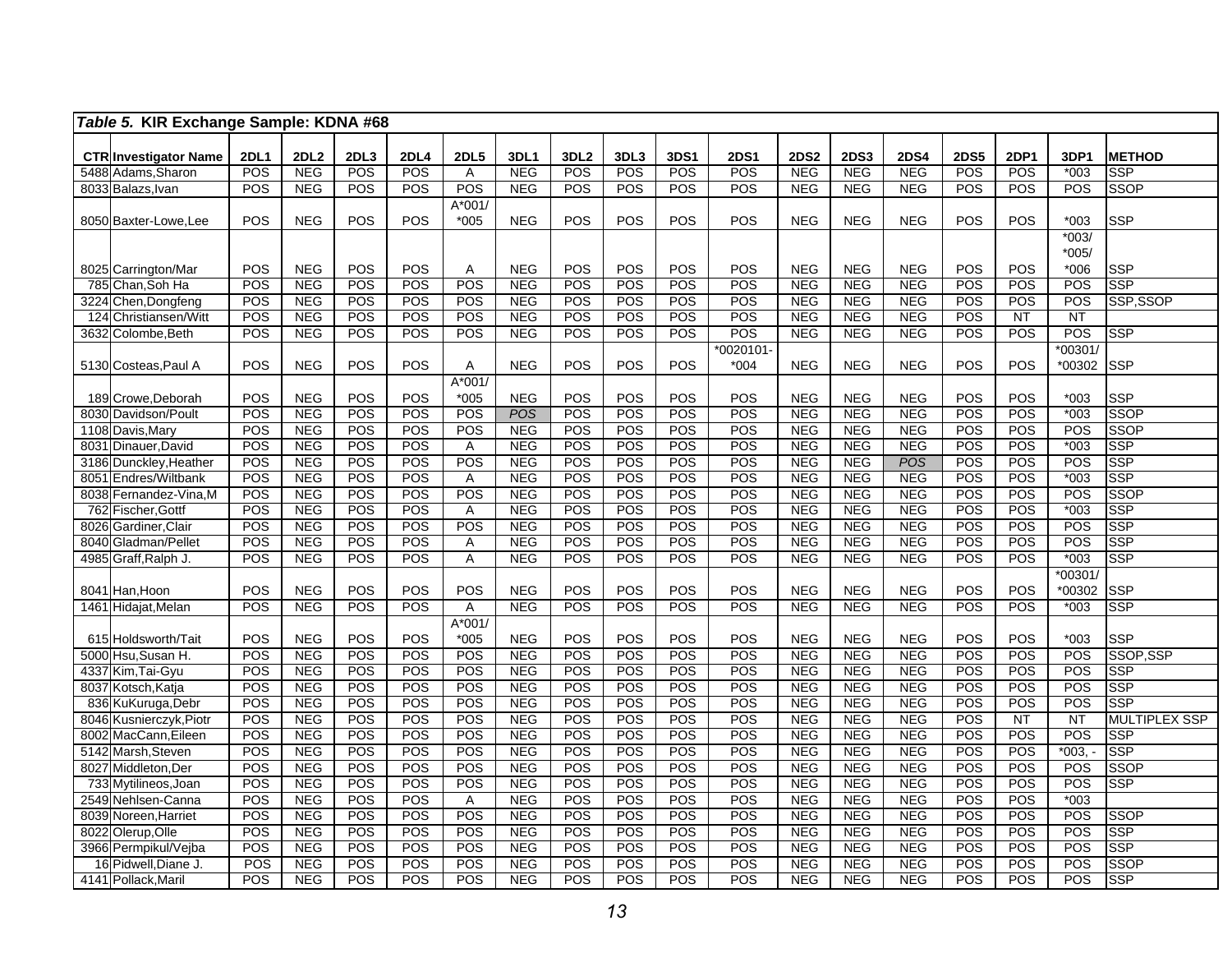*Table 5.* **KIR Exchange Sample: KDNA #68**

| CTR | Investigator Name | 2DL1 | 2DL2 | 2DL3 | 2DL4 | 2DL5 | 3DL1 | 3DL2 | 3DL3 | 3DS1 | 2DS1 | 2DS2 | 2DS3 | 2DS4 | 2DS5 | 2DP1 | 3DP1 | METHOD |
|---|---|---|---|---|---|---|---|---|---|---|---|---|---|---|---|---|---|---|
| 5488 | Adams,Sharon | POS | NEG | POS | POS | A | NEG | POS | POS | POS | POS | NEG | NEG | NEG | POS | POS | *003 | SSP |
| 8033 | Balazs,Ivan | POS | NEG | POS | POS | POS | NEG | POS | POS | POS | POS | NEG | NEG | NEG | POS | POS | POS | SSOP |
| 8050 | Baxter-Lowe,Lee | POS | NEG | POS | POS | A*001/ *005 | NEG | POS | POS | POS | POS | NEG | NEG | NEG | POS | POS | *003 | SSP |
| 8025 | Carrington/Mar | POS | NEG | POS | POS | A | NEG | POS | POS | POS | POS | NEG | NEG | NEG | POS | POS | *003/ *005/ *006 | SSP |
| 785 | Chan,Soh Ha | POS | NEG | POS | POS | POS | NEG | POS | POS | POS | POS | NEG | NEG | NEG | POS | POS | POS | SSP |
| 3224 | Chen,Dongfeng | POS | NEG | POS | POS | POS | NEG | POS | POS | POS | POS | NEG | NEG | NEG | POS | POS | POS | SSP,SSOP |
| 124 | Christiansen/Witt | POS | NEG | POS | POS | POS | NEG | POS | POS | POS | POS | NEG | NEG | NEG | POS | NT | NT | |
| 3632 | Colombe,Beth | POS | NEG | POS | POS | POS | NEG | POS | POS | POS | POS | NEG | NEG | NEG | POS | POS | POS | SSP |
| 5130 | Costeas,Paul A | POS | NEG | POS | POS | A | NEG | POS | POS | POS | *0020101- *004 | NEG | NEG | NEG | POS | POS | *00301/ *00302 | SSP |
| 189 | Crowe,Deborah | POS | NEG | POS | POS | A*001/ *005 | NEG | POS | POS | POS | POS | NEG | NEG | NEG | POS | POS | *003 | SSP |
| 8030 | Davidson/Poult | POS | NEG | POS | POS | POS | *POS* | POS | POS | POS | POS | NEG | NEG | NEG | POS | POS | *003 | SSOP |
| 1108 | Davis,Mary | POS | NEG | POS | POS | POS | NEG | POS | POS | POS | POS | NEG | NEG | NEG | POS | POS | POS | SSOP |
| 8031 | Dinauer,David | POS | NEG | POS | POS | A | NEG | POS | POS | POS | POS | NEG | NEG | NEG | POS | POS | *003 | SSP |
| 3186 | Dunckley,Heather | POS | NEG | POS | POS | POS | NEG | POS | POS | POS | POS | NEG | NEG | *POS* | POS | POS | POS | SSP |
| 8051 | Endres/Wiltbank | POS | NEG | POS | POS | A | NEG | POS | POS | POS | POS | NEG | NEG | NEG | POS | POS | *003 | SSP |
| 8038 | Fernandez-Vina,M | POS | NEG | POS | POS | POS | NEG | POS | POS | POS | POS | NEG | NEG | NEG | POS | POS | POS | SSOP |
| 762 | Fischer,Gottf | POS | NEG | POS | POS | A | NEG | POS | POS | POS | POS | NEG | NEG | NEG | POS | POS | *003 | SSP |
| 8026 | Gardiner,Clair | POS | NEG | POS | POS | POS | NEG | POS | POS | POS | POS | NEG | NEG | NEG | POS | POS | POS | SSP |
| 8040 | Gladman/Pellet | POS | NEG | POS | POS | A | NEG | POS | POS | POS | POS | NEG | NEG | NEG | POS | POS | POS | SSP |
| 4985 | Graff,Ralph J. | POS | NEG | POS | POS | A | NEG | POS | POS | POS | POS | NEG | NEG | NEG | POS | POS | *003 | SSP |
| 8041 | Han,Hoon | POS | NEG | POS | POS | POS | NEG | POS | POS | POS | POS | NEG | NEG | NEG | POS | POS | *00301/ *00302 | SSP |
| 1461 | Hidajat,Melan | POS | NEG | POS | POS | A | NEG | POS | POS | POS | POS | NEG | NEG | NEG | POS | POS | *003 | SSP |
| 615 | Holdsworth/Tait | POS | NEG | POS | POS | A*001/ *005 | NEG | POS | POS | POS | POS | NEG | NEG | NEG | POS | POS | *003 | SSP |
| 5000 | Hsu,Susan H. | POS | NEG | POS | POS | POS | NEG | POS | POS | POS | POS | NEG | NEG | NEG | POS | POS | POS | SSOP,SSP |
| 4337 | Kim,Tai-Gyu | POS | NEG | POS | POS | POS | NEG | POS | POS | POS | POS | NEG | NEG | NEG | POS | POS | POS | SSP |
| 8037 | Kotsch,Katja | POS | NEG | POS | POS | POS | NEG | POS | POS | POS | POS | NEG | NEG | NEG | POS | POS | POS | SSP |
| 836 | KuKuruga,Debr | POS | NEG | POS | POS | POS | NEG | POS | POS | POS | POS | NEG | NEG | NEG | POS | POS | POS | SSP |
| 8046 | Kusnierczyk,Piotr | POS | NEG | POS | POS | POS | NEG | POS | POS | POS | POS | NEG | NEG | NEG | POS | NT | NT | MULTIPLEX SSP |
| 8002 | MacCann,Eileen | POS | NEG | POS | POS | POS | NEG | POS | POS | POS | POS | NEG | NEG | NEG | POS | POS | POS | SSP |
| 5142 | Marsh,Steven | POS | NEG | POS | POS | POS | NEG | POS | POS | POS | POS | NEG | NEG | NEG | POS | POS | *003, - | SSP |
| 8027 | Middleton,Der | POS | NEG | POS | POS | POS | NEG | POS | POS | POS | POS | NEG | NEG | NEG | POS | POS | POS | SSOP |
| 733 | Mytilineos,Joan | POS | NEG | POS | POS | POS | NEG | POS | POS | POS | POS | NEG | NEG | NEG | POS | POS | POS | SSP |
| 2549 | Nehlsen-Canna | POS | NEG | POS | POS | A | NEG | POS | POS | POS | POS | NEG | NEG | NEG | POS | POS | *003 | |
| 8039 | Noreen,Harriet | POS | NEG | POS | POS | POS | NEG | POS | POS | POS | POS | NEG | NEG | NEG | POS | POS | POS | SSOP |
| 8022 | Olerup,Olle | POS | NEG | POS | POS | POS | NEG | POS | POS | POS | POS | NEG | NEG | NEG | POS | POS | POS | SSP |
| 3966 | Permpikul/Vejba | POS | NEG | POS | POS | POS | NEG | POS | POS | POS | POS | NEG | NEG | NEG | POS | POS | POS | SSP |
| 16 | Pidwell,Diane J. | POS | NEG | POS | POS | POS | NEG | POS | POS | POS | POS | NEG | NEG | NEG | POS | POS | POS | SSOP |
| 4141 | Pollack,Maril | POS | NEG | POS | POS | POS | NEG | POS | POS | POS | POS | NEG | NEG | NEG | POS | POS | POS | SSP |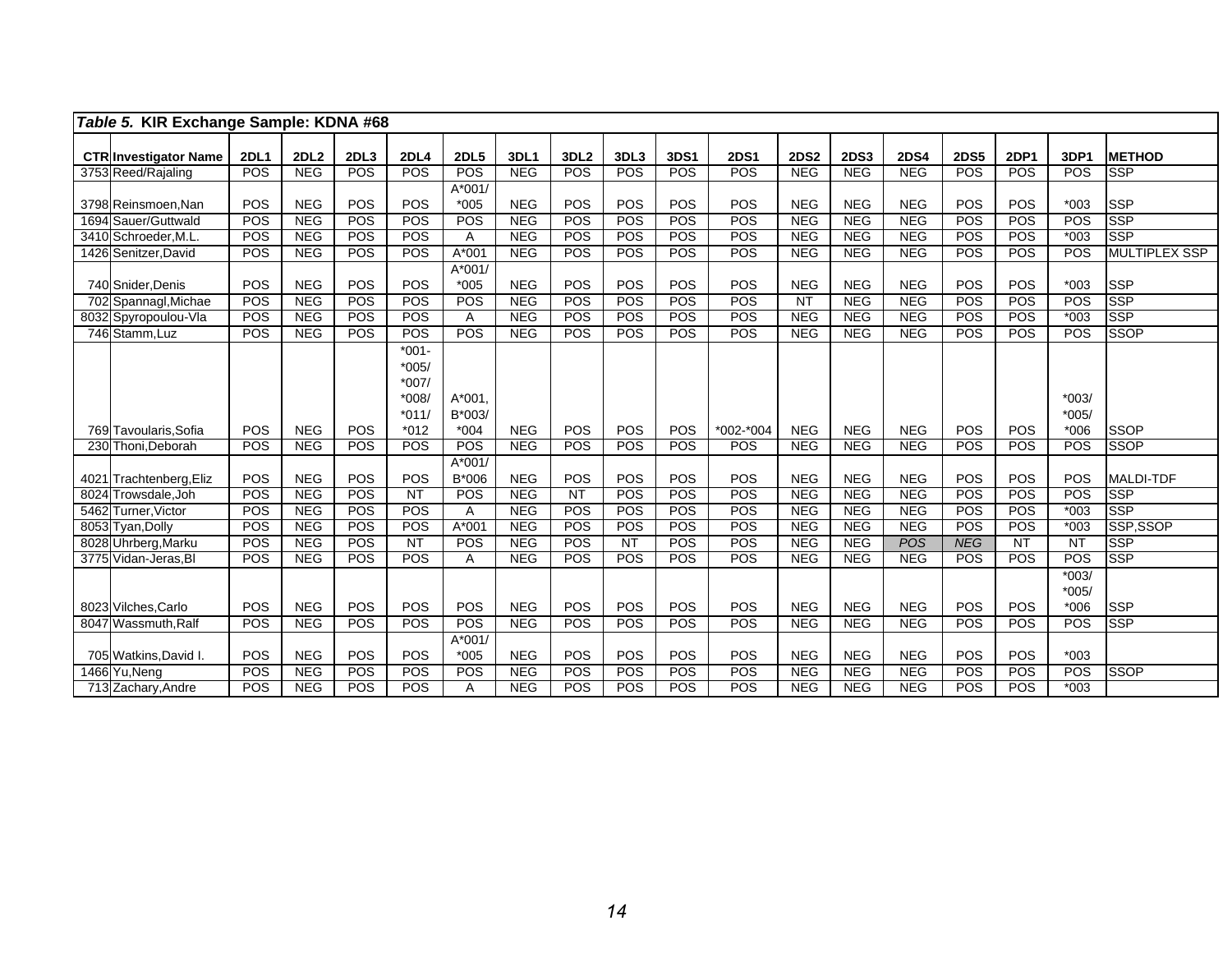| *Table 5.* KIR Exchange Sample: KDNA #68 | | | | | | | | | | | | | | | | | | | |
|---|---|---|---|---|---|---|---|---|---|---|---|---|---|---|---|---|---|---|---|
| **CTR** | **Investigator Name** | **2DL1** | **2DL2** | **2DL3** | **2DL4** | **2DL5** | **3DL1** | **3DL2** | **3DL3** | **3DS1** | **2DS1** | **2DS2** | **2DS3** | **2DS4** | **2DS5** | **2DP1** | **3DP1** | **METHOD** |
| 3753 | Reed/Rajaling | POS | NEG | POS | POS | POS | NEG | POS | POS | POS | POS | NEG | NEG | NEG | POS | POS | POS | SSP |
| 3798 | Reinsmoen,Nan | POS | NEG | POS | POS | A*001/ *005 | NEG | POS | POS | POS | POS | NEG | NEG | NEG | POS | POS | *003 | SSP |
| 1694 | Sauer/Guttwald | POS | NEG | POS | POS | POS | NEG | POS | POS | POS | POS | NEG | NEG | NEG | POS | POS | POS | SSP |
| 3410 | Schroeder,M.L. | POS | NEG | POS | POS | A | NEG | POS | POS | POS | POS | NEG | NEG | NEG | POS | POS | *003 | SSP |
| 1426 | Senitzer,David | POS | NEG | POS | POS | A*001 | NEG | POS | POS | POS | POS | NEG | NEG | NEG | POS | POS | POS | MULTIPLEX SSP |
| 740 | Snider,Denis | POS | NEG | POS | POS | A*001/ *005 | NEG | POS | POS | POS | POS | NEG | NEG | NEG | POS | POS | *003 | SSP |
| 702 | Spannagl,Michae | POS | NEG | POS | POS | POS | NEG | POS | POS | POS | POS | NT | NEG | NEG | POS | POS | POS | SSP |
| 8032 | Spyropoulou-Vla | POS | NEG | POS | POS | A | NEG | POS | POS | POS | POS | NEG | NEG | NEG | POS | POS | *003 | SSP |
| 746 | Stamm,Luz | POS | NEG | POS | POS | POS | NEG | POS | POS | POS | POS | NEG | NEG | NEG | POS | POS | POS | SSOP |
| 769 | Tavoularis,Sofia | POS | NEG | POS | *001- *005/ *007/ *008/ *011/ *012 | A*001, B*003/ *004 | NEG | POS | POS | POS | *002-*004 | NEG | NEG | NEG | POS | POS | *003/ *005/ *006 | SSOP |
| 230 | Thoni,Deborah | POS | NEG | POS | POS | POS | NEG | POS | POS | POS | POS | NEG | NEG | NEG | POS | POS | POS | SSOP |
| 4021 | Trachtenberg,Eliz | POS | NEG | POS | POS | A*001/ B*006 | NEG | POS | POS | POS | POS | NEG | NEG | NEG | POS | POS | POS | MALDI-TDF |
| 8024 | Trowsdale,Joh | POS | NEG | POS | NT | POS | NEG | NT | POS | POS | POS | NEG | NEG | NEG | POS | POS | POS | SSP |
| 5462 | Turner,Victor | POS | NEG | POS | POS | A | NEG | POS | POS | POS | POS | NEG | NEG | NEG | POS | POS | *003 | SSP |
| 8053 | Tyan,Dolly | POS | NEG | POS | POS | A*001 | NEG | POS | POS | POS | POS | NEG | NEG | NEG | POS | POS | *003 | SSP,SSOP |
| 8028 | Uhrberg,Marku | POS | NEG | POS | NT | POS | NEG | POS | NT | POS | POS | NEG | NEG | *POS* | *NEG* | NT | NT | SSP |
| 3775 | Vidan-Jeras,Bl | POS | NEG | POS | POS | A | NEG | POS | POS | POS | POS | NEG | NEG | NEG | POS | POS | POS | SSP |
| 8023 | Vilches,Carlo | POS | NEG | POS | POS | POS | NEG | POS | POS | POS | POS | NEG | NEG | NEG | POS | POS | *003/ *005/ *006 | SSP |
| 8047 | Wassmuth,Ralf | POS | NEG | POS | POS | POS | NEG | POS | POS | POS | POS | NEG | NEG | NEG | POS | POS | POS | SSP |
| 705 | Watkins,David I. | POS | NEG | POS | POS | A*001/ *005 | NEG | POS | POS | POS | POS | NEG | NEG | NEG | POS | POS | *003 | |
| 1466 | Yu,Neng | POS | NEG | POS | POS | POS | NEG | POS | POS | POS | POS | NEG | NEG | NEG | POS | POS | POS | SSOP |
| 713 | Zachary,Andre | POS | NEG | POS | POS | A | NEG | POS | POS | POS | POS | NEG | NEG | NEG | POS | POS | *003 | |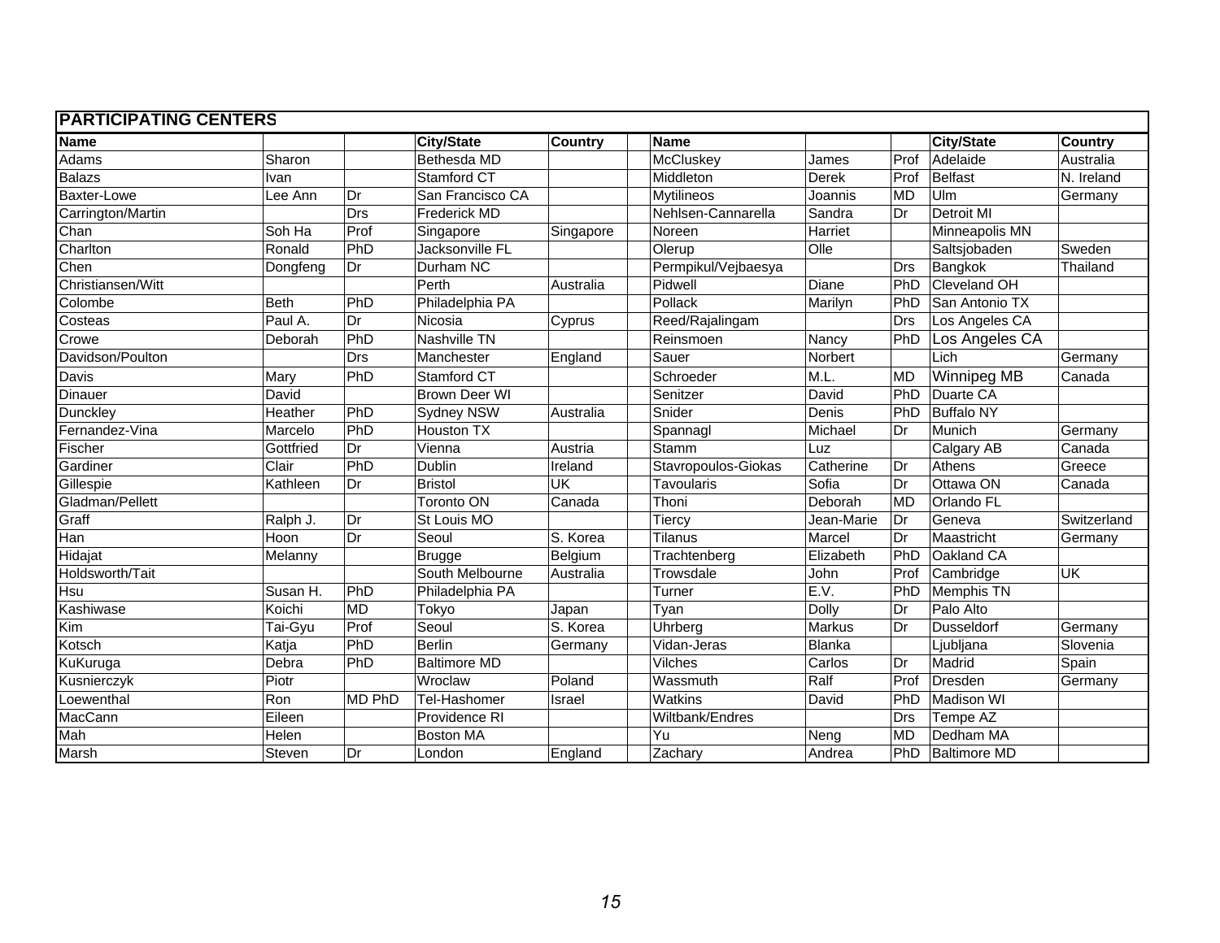**PARTICIPATING CENTERS**

| Name | | | City/State | Country | | Name | | | City/State | Country |
|---|---|---|---|---|---|---|---|---|---|---|
| Adams | Sharon | | Bethesda MD | | | McCluskey | James | Prof | Adelaide | Australia |
| Balazs | Ivan | | Stamford CT | | | Middleton | Derek | Prof | Belfast | N. Ireland |
| Baxter-Lowe | Lee Ann | Dr | San Francisco CA | | | Mytilineos | Joannis | MD | Ulm | Germany |
| Carrington/Martin | | Drs | Frederick MD | | | Nehlsen-Cannarella | Sandra | Dr | Detroit MI | |
| Chan | Soh Ha | Prof | Singapore | Singapore | | Noreen | Harriet | | Minneapolis MN | |
| Charlton | Ronald | PhD | Jacksonville FL | | | Olerup | Olle | | Saltsjobaden | Sweden |
| Chen | Dongfeng | Dr | Durham NC | | | Permpikul/Vejbaesya | | Drs | Bangkok | Thailand |
| Christiansen/Witt | | | Perth | Australia | | Pidwell | Diane | PhD | Cleveland OH | |
| Colombe | Beth | PhD | Philadelphia PA | | | Pollack | Marilyn | PhD | San Antonio TX | |
| Costeas | Paul A. | Dr | Nicosia | Cyprus | | Reed/Rajalingam | | Drs | Los Angeles CA | |
| Crowe | Deborah | PhD | Nashville TN | | | Reinsmoen | Nancy | PhD | Los Angeles CA | |
| Davidson/Poulton | | Drs | Manchester | England | | Sauer | Norbert | | Lich | Germany |
| Davis | Mary | PhD | Stamford CT | | | Schroeder | M.L. | MD | Winnipeg MB | Canada |
| Dinauer | David | | Brown Deer WI | | | Senitzer | David | PhD | Duarte CA | |
| Dunckley | Heather | PhD | Sydney NSW | Australia | | Snider | Denis | PhD | Buffalo NY | |
| Fernandez-Vina | Marcelo | PhD | Houston TX | | | Spannagl | Michael | Dr | Munich | Germany |
| Fischer | Gottfried | Dr | Vienna | Austria | | Stamm | Luz | | Calgary AB | Canada |
| Gardiner | Clair | PhD | Dublin | Ireland | | Stavropoulos-Giokas | Catherine | Dr | Athens | Greece |
| Gillespie | Kathleen | Dr | Bristol | UK | | Tavoularis | Sofia | Dr | Ottawa ON | Canada |
| Gladman/Pellett | | | Toronto ON | Canada | | Thoni | Deborah | MD | Orlando FL | |
| Graff | Ralph J. | Dr | St Louis MO | | | Tiercy | Jean-Marie | Dr | Geneva | Switzerland |
| Han | Hoon | Dr | Seoul | S. Korea | | Tilanus | Marcel | Dr | Maastricht | Germany |
| Hidajat | Melanny | | Brugge | Belgium | | Trachtenberg | Elizabeth | PhD | Oakland CA | |
| Holdsworth/Tait | | | South Melbourne | Australia | | Trowsdale | John | Prof | Cambridge | UK |
| Hsu | Susan H. | PhD | Philadelphia PA | | | Turner | E.V. | PhD | Memphis TN | |
| Kashiwase | Koichi | MD | Tokyo | Japan | | Tyan | Dolly | Dr | Palo Alto | |
| Kim | Tai-Gyu | Prof | Seoul | S. Korea | | Uhrberg | Markus | Dr | Dusseldorf | Germany |
| Kotsch | Katja | PhD | Berlin | Germany | | Vidan-Jeras | Blanka | | Ljubljana | Slovenia |
| KuKuruga | Debra | PhD | Baltimore MD | | | Vilches | Carlos | Dr | Madrid | Spain |
| Kusnierczyk | Piotr | | Wroclaw | Poland | | Wassmuth | Ralf | Prof | Dresden | Germany |
| Loewenthal | Ron | MD PhD | Tel-Hashomer | Israel | | Watkins | David | PhD | Madison WI | |
| MacCann | Eileen | | Providence RI | | | Wiltbank/Endres | | Drs | Tempe AZ | |
| Mah | Helen | | Boston MA | | | Yu | Neng | MD | Dedham MA | |
| Marsh | Steven | Dr | London | England | | Zachary | Andrea | PhD | Baltimore MD | |